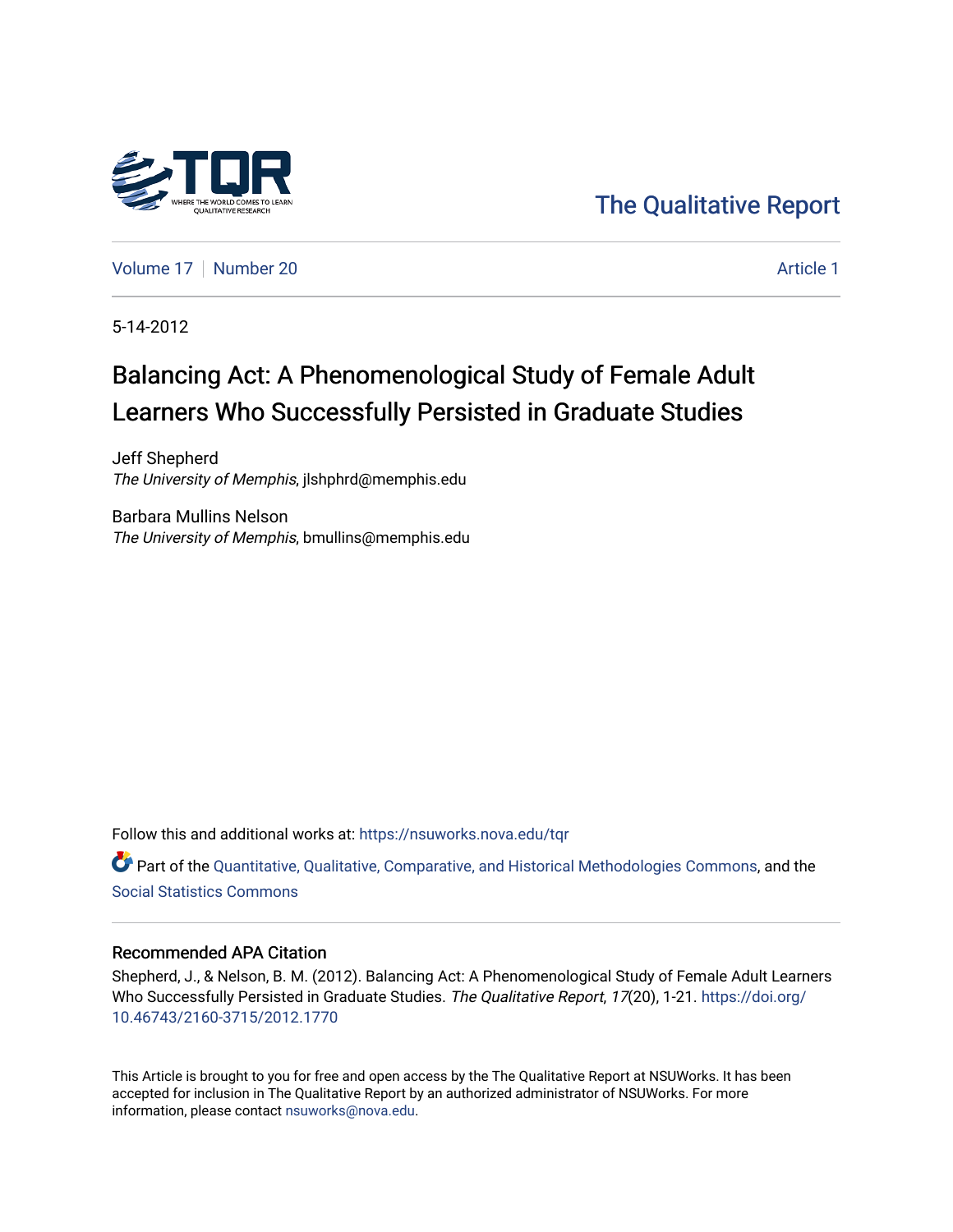The Qualitative Report

Volume 17 | Number 20 | Article 1

5-14-2012

# Balancing Act: A Phenomenological Study of Female Adult Learners Who Successfully Persisted in Graduate Studies

Jeff Shepherd
*The University of Memphis*, jlshphrd@memphis.edu

Barbara Mullins Nelson
*The University of Memphis*, bmullins@memphis.edu

Follow this and additional works at: https://nsuworks.nova.edu/tqr

Part of the Quantitative, Qualitative, Comparative, and Historical Methodologies Commons, and the Social Statistics Commons

## Recommended APA Citation

Shepherd, J., & Nelson, B. M. (2012). Balancing Act: A Phenomenological Study of Female Adult Learners Who Successfully Persisted in Graduate Studies. *The Qualitative Report*, *17*(20), 1-21. https://doi.org/10.46743/2160-3715/2012.1770

This Article is brought to you for free and open access by the The Qualitative Report at NSUWorks. It has been accepted for inclusion in The Qualitative Report by an authorized administrator of NSUWorks. For more information, please contact nsuworks@nova.edu.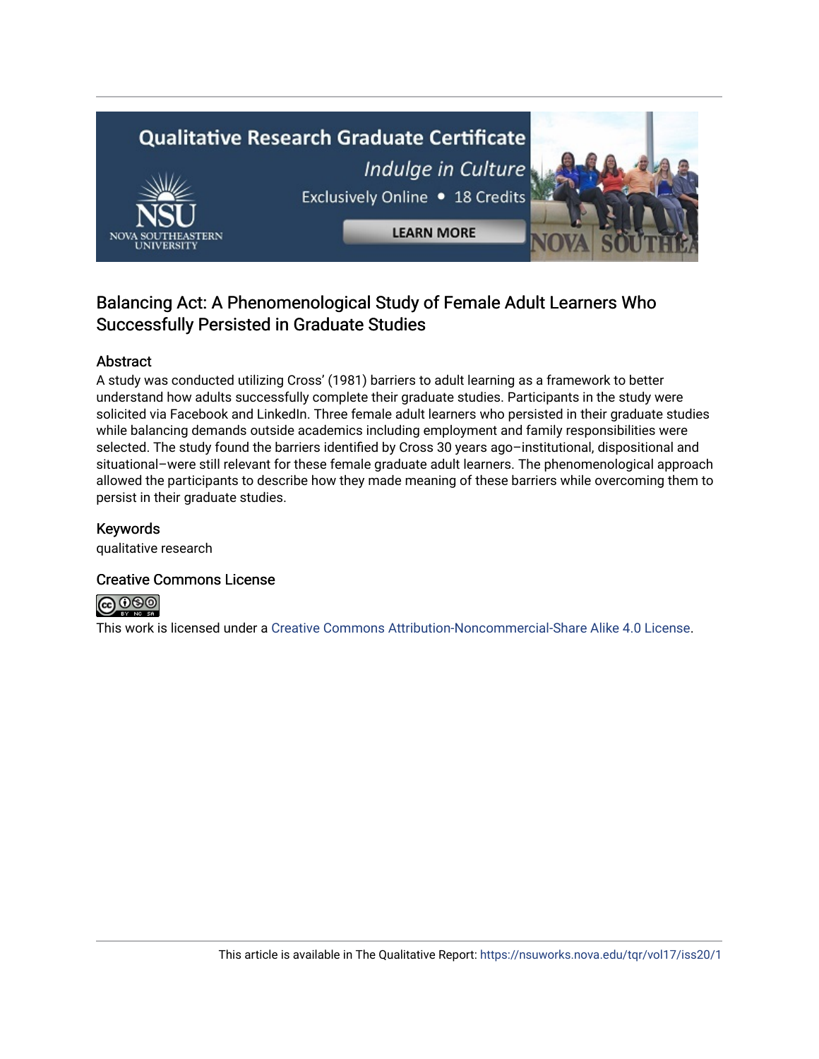## Balancing Act: A Phenomenological Study of Female Adult Learners Who Successfully Persisted in Graduate Studies

### Abstract

A study was conducted utilizing Cross' (1981) barriers to adult learning as a framework to better understand how adults successfully complete their graduate studies. Participants in the study were solicited via Facebook and LinkedIn. Three female adult learners who persisted in their graduate studies while balancing demands outside academics including employment and family responsibilities were selected. The study found the barriers identified by Cross 30 years ago–institutional, dispositional and situational–were still relevant for these female graduate adult learners. The phenomenological approach allowed the participants to describe how they made meaning of these barriers while overcoming them to persist in their graduate studies.

### Keywords

qualitative research

### Creative Commons License

This work is licensed under a Creative Commons Attribution-Noncommercial-Share Alike 4.0 License.

This article is available in The Qualitative Report: https://nsuworks.nova.edu/tqr/vol17/iss20/1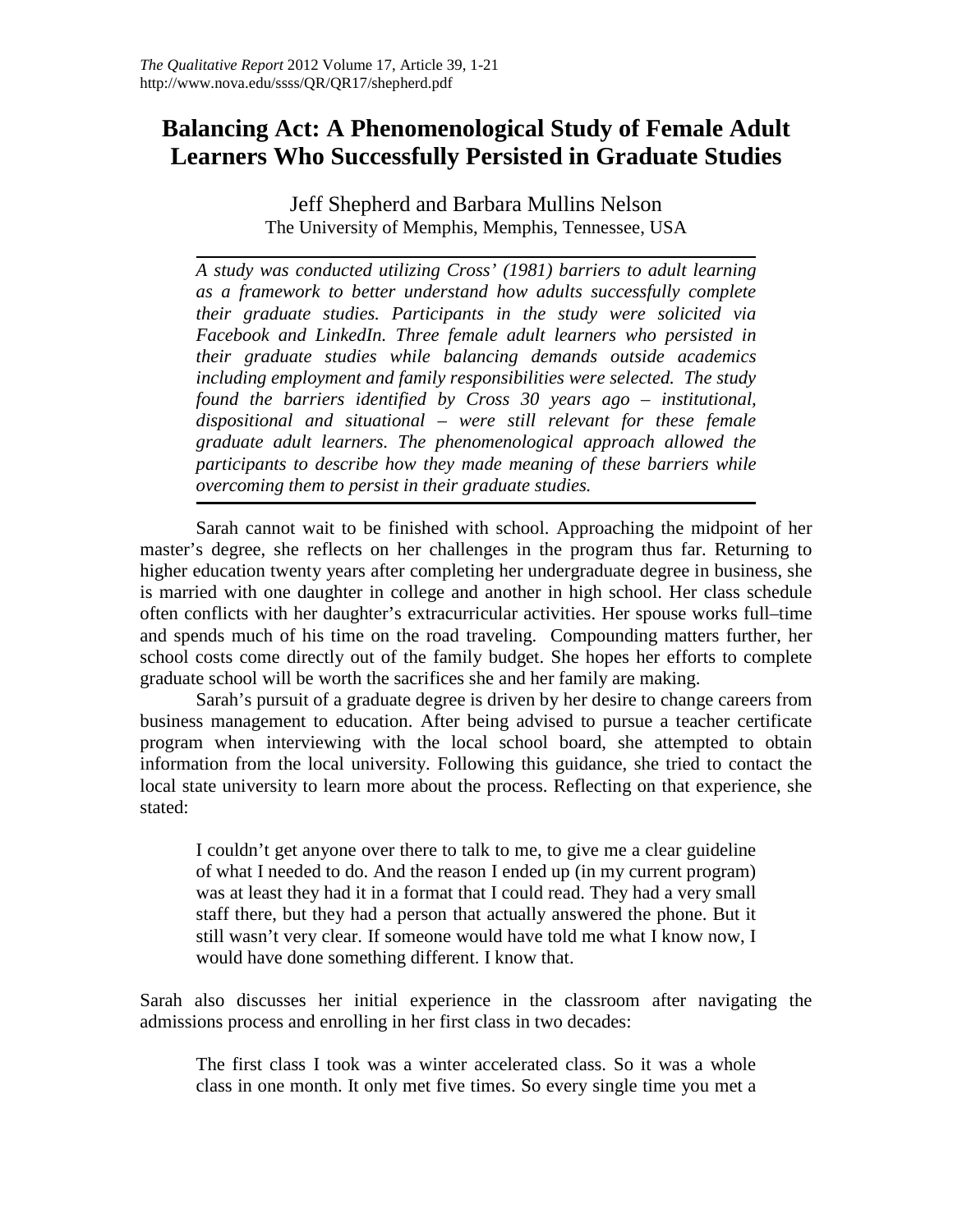# Balancing Act: A Phenomenological Study of Female Adult Learners Who Successfully Persisted in Graduate Studies

Jeff Shepherd and Barbara Mullins Nelson
The University of Memphis, Memphis, Tennessee, USA

*A study was conducted utilizing Cross' (1981) barriers to adult learning as a framework to better understand how adults successfully complete their graduate studies. Participants in the study were solicited via Facebook and LinkedIn. Three female adult learners who persisted in their graduate studies while balancing demands outside academics including employment and family responsibilities were selected. The study found the barriers identified by Cross 30 years ago – institutional, dispositional and situational – were still relevant for these female graduate adult learners. The phenomenological approach allowed the participants to describe how they made meaning of these barriers while overcoming them to persist in their graduate studies.*

Sarah cannot wait to be finished with school. Approaching the midpoint of her master's degree, she reflects on her challenges in the program thus far. Returning to higher education twenty years after completing her undergraduate degree in business, she is married with one daughter in college and another in high school. Her class schedule often conflicts with her daughter's extracurricular activities. Her spouse works full–time and spends much of his time on the road traveling. Compounding matters further, her school costs come directly out of the family budget. She hopes her efforts to complete graduate school will be worth the sacrifices she and her family are making.

Sarah's pursuit of a graduate degree is driven by her desire to change careers from business management to education. After being advised to pursue a teacher certificate program when interviewing with the local school board, she attempted to obtain information from the local university. Following this guidance, she tried to contact the local state university to learn more about the process. Reflecting on that experience, she stated:

> I couldn't get anyone over there to talk to me, to give me a clear guideline of what I needed to do. And the reason I ended up (in my current program) was at least they had it in a format that I could read. They had a very small staff there, but they had a person that actually answered the phone. But it still wasn't very clear. If someone would have told me what I know now, I would have done something different. I know that.

Sarah also discusses her initial experience in the classroom after navigating the admissions process and enrolling in her first class in two decades:

> The first class I took was a winter accelerated class. So it was a whole class in one month. It only met five times. So every single time you met a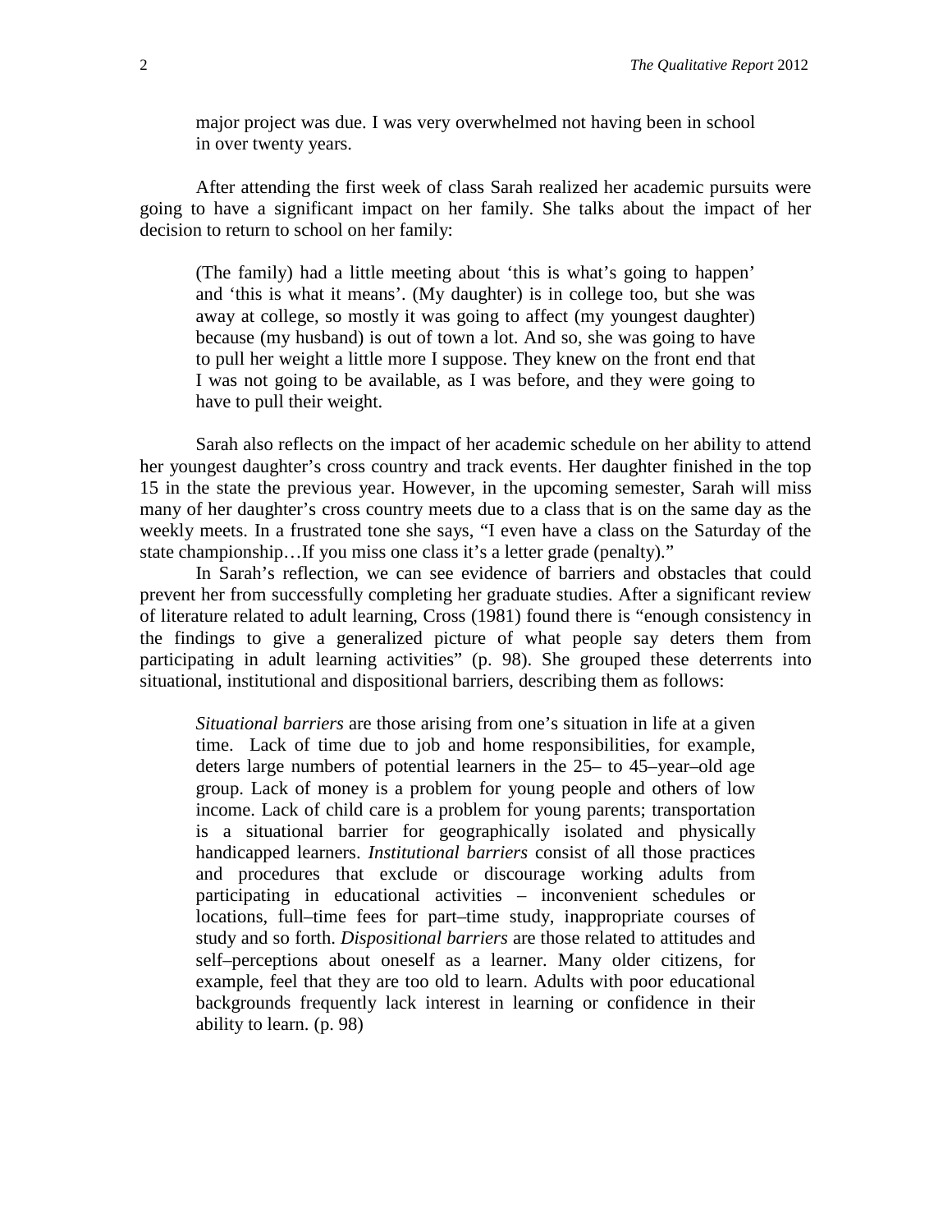> major project was due. I was very overwhelmed not having been in school in over twenty years.

After attending the first week of class Sarah realized her academic pursuits were going to have a significant impact on her family. She talks about the impact of her decision to return to school on her family:

> (The family) had a little meeting about 'this is what's going to happen' and 'this is what it means'. (My daughter) is in college too, but she was away at college, so mostly it was going to affect (my youngest daughter) because (my husband) is out of town a lot. And so, she was going to have to pull her weight a little more I suppose. They knew on the front end that I was not going to be available, as I was before, and they were going to have to pull their weight.

Sarah also reflects on the impact of her academic schedule on her ability to attend her youngest daughter's cross country and track events. Her daughter finished in the top 15 in the state the previous year. However, in the upcoming semester, Sarah will miss many of her daughter's cross country meets due to a class that is on the same day as the weekly meets. In a frustrated tone she says, "I even have a class on the Saturday of the state championship…If you miss one class it's a letter grade (penalty)."

In Sarah's reflection, we can see evidence of barriers and obstacles that could prevent her from successfully completing her graduate studies. After a significant review of literature related to adult learning, Cross (1981) found there is "enough consistency in the findings to give a generalized picture of what people say deters them from participating in adult learning activities" (p. 98). She grouped these deterrents into situational, institutional and dispositional barriers, describing them as follows:

> *Situational barriers* are those arising from one's situation in life at a given time. Lack of time due to job and home responsibilities, for example, deters large numbers of potential learners in the 25– to 45–year–old age group. Lack of money is a problem for young people and others of low income. Lack of child care is a problem for young parents; transportation is a situational barrier for geographically isolated and physically handicapped learners. *Institutional barriers* consist of all those practices and procedures that exclude or discourage working adults from participating in educational activities – inconvenient schedules or locations, full–time fees for part–time study, inappropriate courses of study and so forth. *Dispositional barriers* are those related to attitudes and self–perceptions about oneself as a learner. Many older citizens, for example, feel that they are too old to learn. Adults with poor educational backgrounds frequently lack interest in learning or confidence in their ability to learn. (p. 98)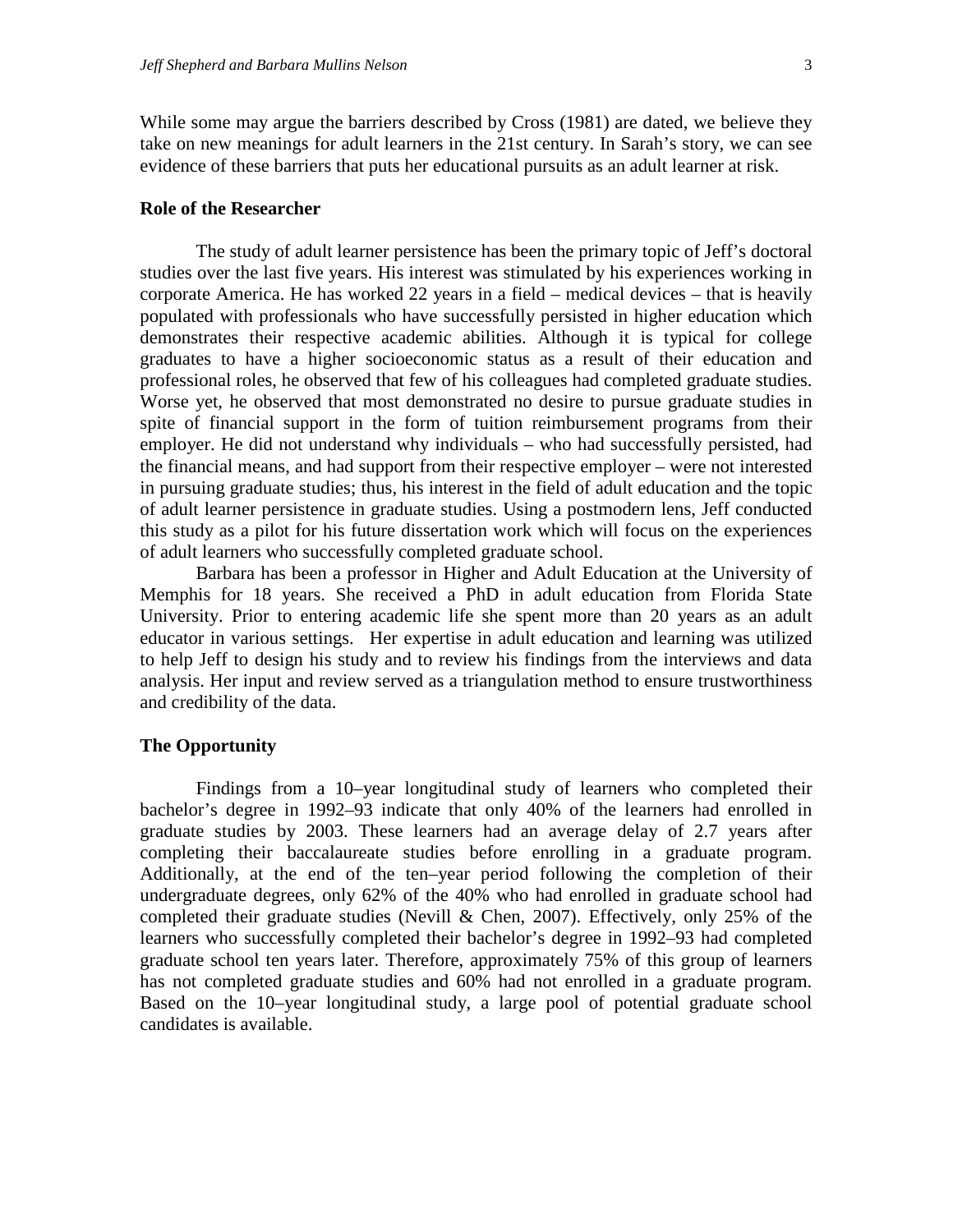While some may argue the barriers described by Cross (1981) are dated, we believe they take on new meanings for adult learners in the 21st century. In Sarah's story, we can see evidence of these barriers that puts her educational pursuits as an adult learner at risk.

### Role of the Researcher

The study of adult learner persistence has been the primary topic of Jeff's doctoral studies over the last five years. His interest was stimulated by his experiences working in corporate America. He has worked 22 years in a field – medical devices – that is heavily populated with professionals who have successfully persisted in higher education which demonstrates their respective academic abilities. Although it is typical for college graduates to have a higher socioeconomic status as a result of their education and professional roles, he observed that few of his colleagues had completed graduate studies. Worse yet, he observed that most demonstrated no desire to pursue graduate studies in spite of financial support in the form of tuition reimbursement programs from their employer. He did not understand why individuals – who had successfully persisted, had the financial means, and had support from their respective employer – were not interested in pursuing graduate studies; thus, his interest in the field of adult education and the topic of adult learner persistence in graduate studies. Using a postmodern lens, Jeff conducted this study as a pilot for his future dissertation work which will focus on the experiences of adult learners who successfully completed graduate school.

Barbara has been a professor in Higher and Adult Education at the University of Memphis for 18 years. She received a PhD in adult education from Florida State University. Prior to entering academic life she spent more than 20 years as an adult educator in various settings. Her expertise in adult education and learning was utilized to help Jeff to design his study and to review his findings from the interviews and data analysis. Her input and review served as a triangulation method to ensure trustworthiness and credibility of the data.

### The Opportunity

Findings from a 10–year longitudinal study of learners who completed their bachelor's degree in 1992–93 indicate that only 40% of the learners had enrolled in graduate studies by 2003. These learners had an average delay of 2.7 years after completing their baccalaureate studies before enrolling in a graduate program. Additionally, at the end of the ten–year period following the completion of their undergraduate degrees, only 62% of the 40% who had enrolled in graduate school had completed their graduate studies (Nevill & Chen, 2007). Effectively, only 25% of the learners who successfully completed their bachelor's degree in 1992–93 had completed graduate school ten years later. Therefore, approximately 75% of this group of learners has not completed graduate studies and 60% had not enrolled in a graduate program. Based on the 10–year longitudinal study, a large pool of potential graduate school candidates is available.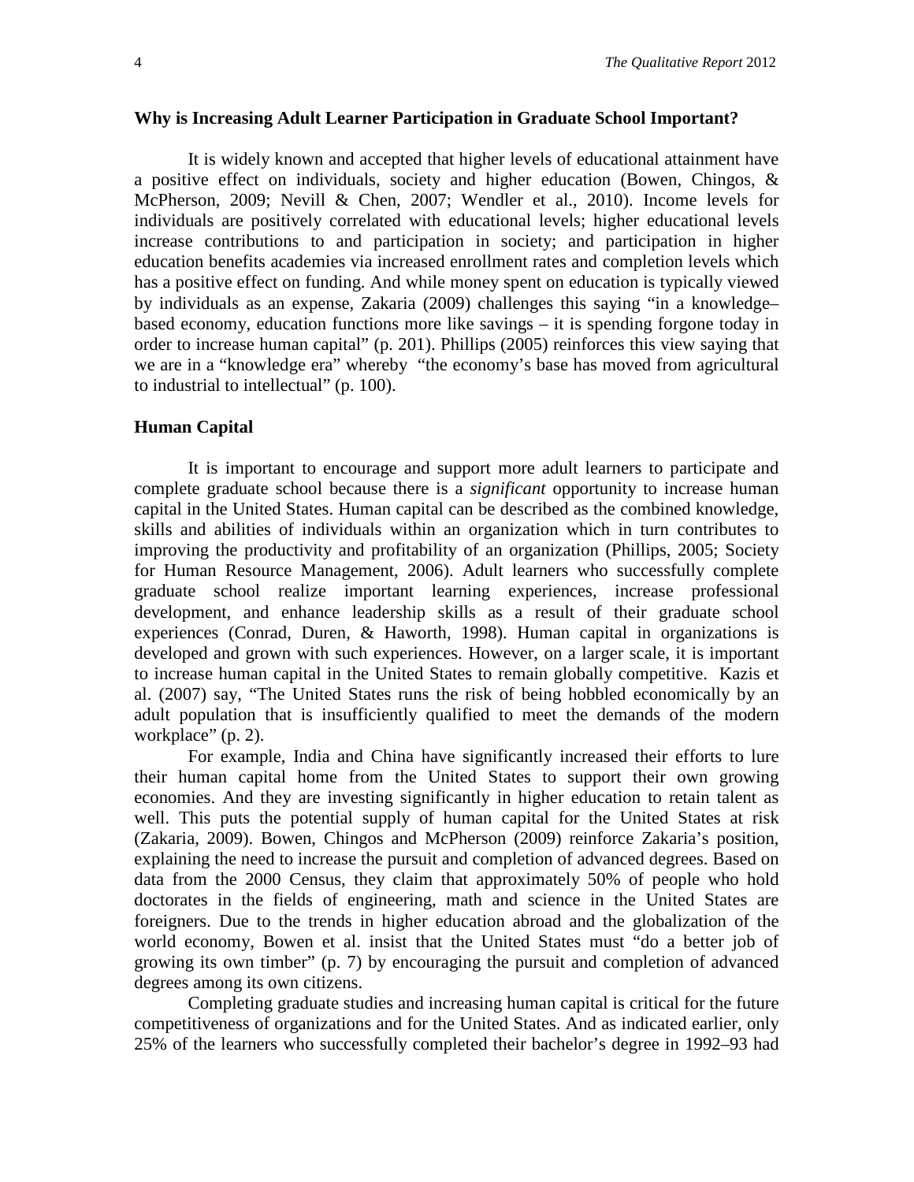### Why is Increasing Adult Learner Participation in Graduate School Important?

It is widely known and accepted that higher levels of educational attainment have a positive effect on individuals, society and higher education (Bowen, Chingos, & McPherson, 2009; Nevill & Chen, 2007; Wendler et al., 2010). Income levels for individuals are positively correlated with educational levels; higher educational levels increase contributions to and participation in society; and participation in higher education benefits academies via increased enrollment rates and completion levels which has a positive effect on funding. And while money spent on education is typically viewed by individuals as an expense, Zakaria (2009) challenges this saying "in a knowledge–based economy, education functions more like savings – it is spending forgone today in order to increase human capital" (p. 201). Phillips (2005) reinforces this view saying that we are in a "knowledge era" whereby "the economy's base has moved from agricultural to industrial to intellectual" (p. 100).

### Human Capital

It is important to encourage and support more adult learners to participate and complete graduate school because there is a *significant* opportunity to increase human capital in the United States. Human capital can be described as the combined knowledge, skills and abilities of individuals within an organization which in turn contributes to improving the productivity and profitability of an organization (Phillips, 2005; Society for Human Resource Management, 2006). Adult learners who successfully complete graduate school realize important learning experiences, increase professional development, and enhance leadership skills as a result of their graduate school experiences (Conrad, Duren, & Haworth, 1998). Human capital in organizations is developed and grown with such experiences. However, on a larger scale, it is important to increase human capital in the United States to remain globally competitive. Kazis et al. (2007) say, "The United States runs the risk of being hobbled economically by an adult population that is insufficiently qualified to meet the demands of the modern workplace" (p. 2).

For example, India and China have significantly increased their efforts to lure their human capital home from the United States to support their own growing economies. And they are investing significantly in higher education to retain talent as well. This puts the potential supply of human capital for the United States at risk (Zakaria, 2009). Bowen, Chingos and McPherson (2009) reinforce Zakaria's position, explaining the need to increase the pursuit and completion of advanced degrees. Based on data from the 2000 Census, they claim that approximately 50% of people who hold doctorates in the fields of engineering, math and science in the United States are foreigners. Due to the trends in higher education abroad and the globalization of the world economy, Bowen et al. insist that the United States must "do a better job of growing its own timber" (p. 7) by encouraging the pursuit and completion of advanced degrees among its own citizens.

Completing graduate studies and increasing human capital is critical for the future competitiveness of organizations and for the United States. And as indicated earlier, only 25% of the learners who successfully completed their bachelor's degree in 1992–93 had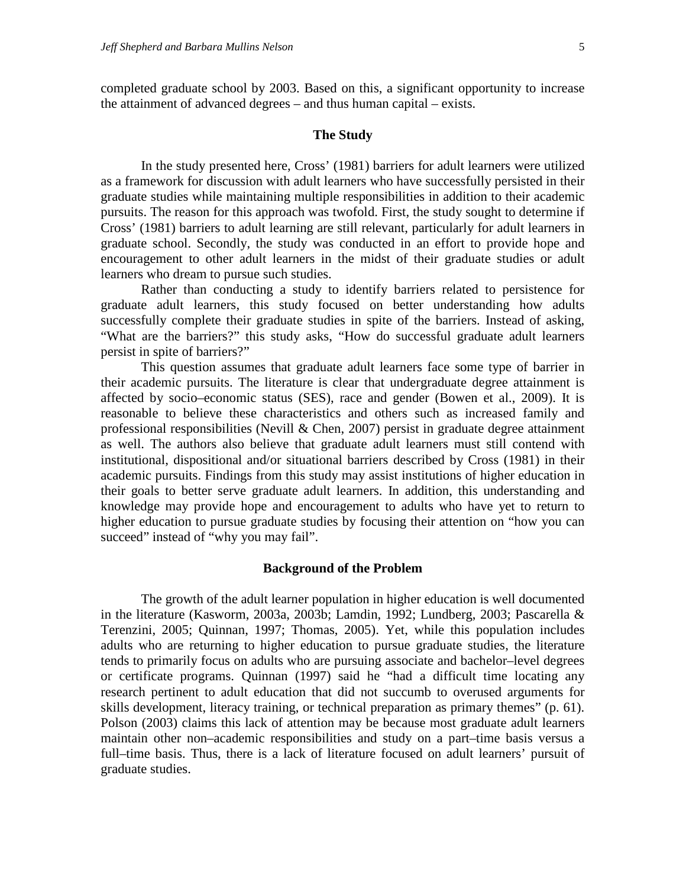completed graduate school by 2003. Based on this, a significant opportunity to increase the attainment of advanced degrees – and thus human capital – exists.

## The Study

In the study presented here, Cross' (1981) barriers for adult learners were utilized as a framework for discussion with adult learners who have successfully persisted in their graduate studies while maintaining multiple responsibilities in addition to their academic pursuits. The reason for this approach was twofold. First, the study sought to determine if Cross' (1981) barriers to adult learning are still relevant, particularly for adult learners in graduate school. Secondly, the study was conducted in an effort to provide hope and encouragement to other adult learners in the midst of their graduate studies or adult learners who dream to pursue such studies.

Rather than conducting a study to identify barriers related to persistence for graduate adult learners, this study focused on better understanding how adults successfully complete their graduate studies in spite of the barriers. Instead of asking, "What are the barriers?" this study asks, "How do successful graduate adult learners persist in spite of barriers?"

This question assumes that graduate adult learners face some type of barrier in their academic pursuits. The literature is clear that undergraduate degree attainment is affected by socio–economic status (SES), race and gender (Bowen et al., 2009). It is reasonable to believe these characteristics and others such as increased family and professional responsibilities (Nevill & Chen, 2007) persist in graduate degree attainment as well. The authors also believe that graduate adult learners must still contend with institutional, dispositional and/or situational barriers described by Cross (1981) in their academic pursuits. Findings from this study may assist institutions of higher education in their goals to better serve graduate adult learners. In addition, this understanding and knowledge may provide hope and encouragement to adults who have yet to return to higher education to pursue graduate studies by focusing their attention on "how you can succeed" instead of "why you may fail".

## Background of the Problem

The growth of the adult learner population in higher education is well documented in the literature (Kasworm, 2003a, 2003b; Lamdin, 1992; Lundberg, 2003; Pascarella & Terenzini, 2005; Quinnan, 1997; Thomas, 2005). Yet, while this population includes adults who are returning to higher education to pursue graduate studies, the literature tends to primarily focus on adults who are pursuing associate and bachelor–level degrees or certificate programs. Quinnan (1997) said he "had a difficult time locating any research pertinent to adult education that did not succumb to overused arguments for skills development, literacy training, or technical preparation as primary themes" (p. 61). Polson (2003) claims this lack of attention may be because most graduate adult learners maintain other non–academic responsibilities and study on a part–time basis versus a full–time basis. Thus, there is a lack of literature focused on adult learners' pursuit of graduate studies.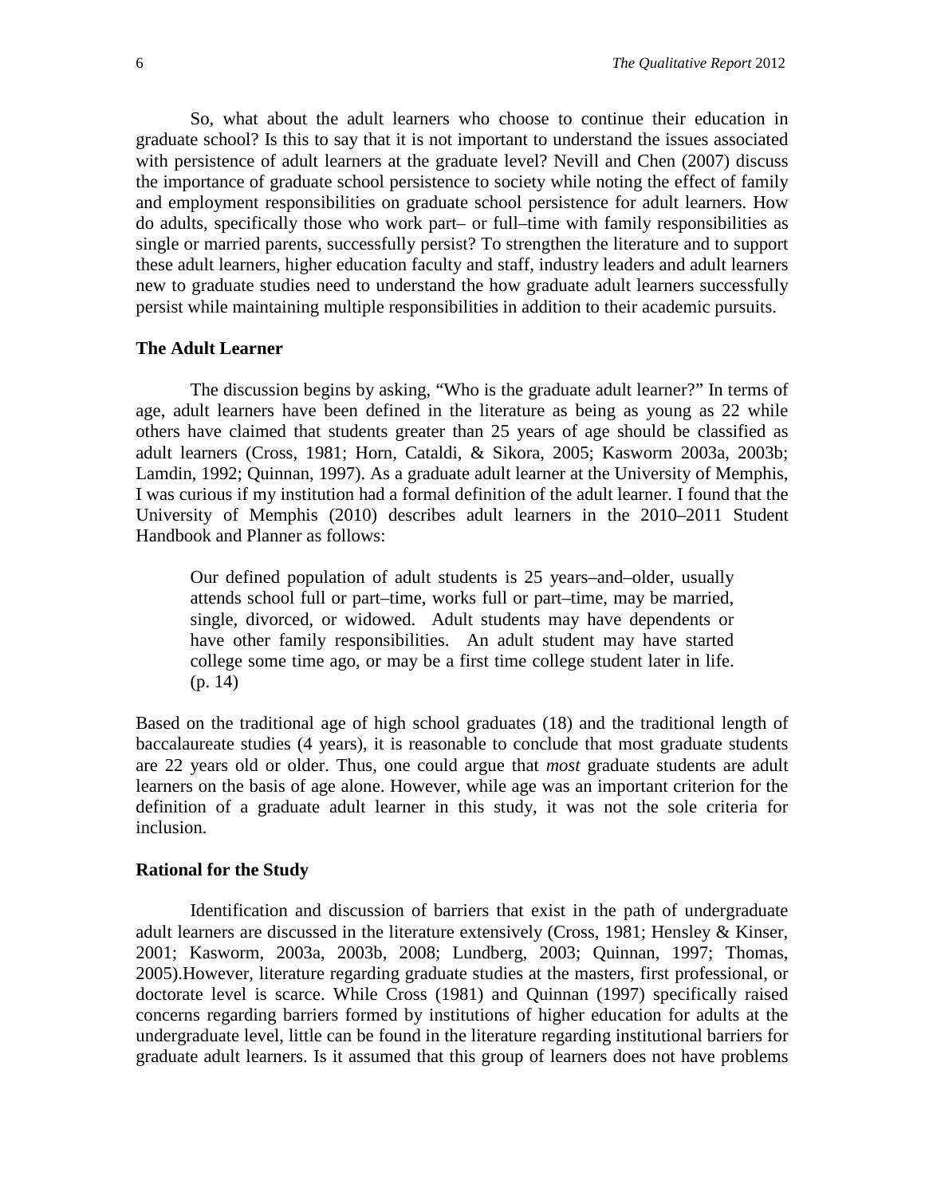So, what about the adult learners who choose to continue their education in graduate school? Is this to say that it is not important to understand the issues associated with persistence of adult learners at the graduate level? Nevill and Chen (2007) discuss the importance of graduate school persistence to society while noting the effect of family and employment responsibilities on graduate school persistence for adult learners. How do adults, specifically those who work part– or full–time with family responsibilities as single or married parents, successfully persist? To strengthen the literature and to support these adult learners, higher education faculty and staff, industry leaders and adult learners new to graduate studies need to understand the how graduate adult learners successfully persist while maintaining multiple responsibilities in addition to their academic pursuits.

### The Adult Learner

The discussion begins by asking, "Who is the graduate adult learner?" In terms of age, adult learners have been defined in the literature as being as young as 22 while others have claimed that students greater than 25 years of age should be classified as adult learners (Cross, 1981; Horn, Cataldi, & Sikora, 2005; Kasworm 2003a, 2003b; Lamdin, 1992; Quinnan, 1997). As a graduate adult learner at the University of Memphis, I was curious if my institution had a formal definition of the adult learner. I found that the University of Memphis (2010) describes adult learners in the 2010–2011 Student Handbook and Planner as follows:

> Our defined population of adult students is 25 years–and–older, usually attends school full or part–time, works full or part–time, may be married, single, divorced, or widowed. Adult students may have dependents or have other family responsibilities. An adult student may have started college some time ago, or may be a first time college student later in life. (p. 14)

Based on the traditional age of high school graduates (18) and the traditional length of baccalaureate studies (4 years), it is reasonable to conclude that most graduate students are 22 years old or older. Thus, one could argue that *most* graduate students are adult learners on the basis of age alone. However, while age was an important criterion for the definition of a graduate adult learner in this study, it was not the sole criteria for inclusion.

### Rational for the Study

Identification and discussion of barriers that exist in the path of undergraduate adult learners are discussed in the literature extensively (Cross, 1981; Hensley & Kinser, 2001; Kasworm, 2003a, 2003b, 2008; Lundberg, 2003; Quinnan, 1997; Thomas, 2005).However, literature regarding graduate studies at the masters, first professional, or doctorate level is scarce. While Cross (1981) and Quinnan (1997) specifically raised concerns regarding barriers formed by institutions of higher education for adults at the undergraduate level, little can be found in the literature regarding institutional barriers for graduate adult learners. Is it assumed that this group of learners does not have problems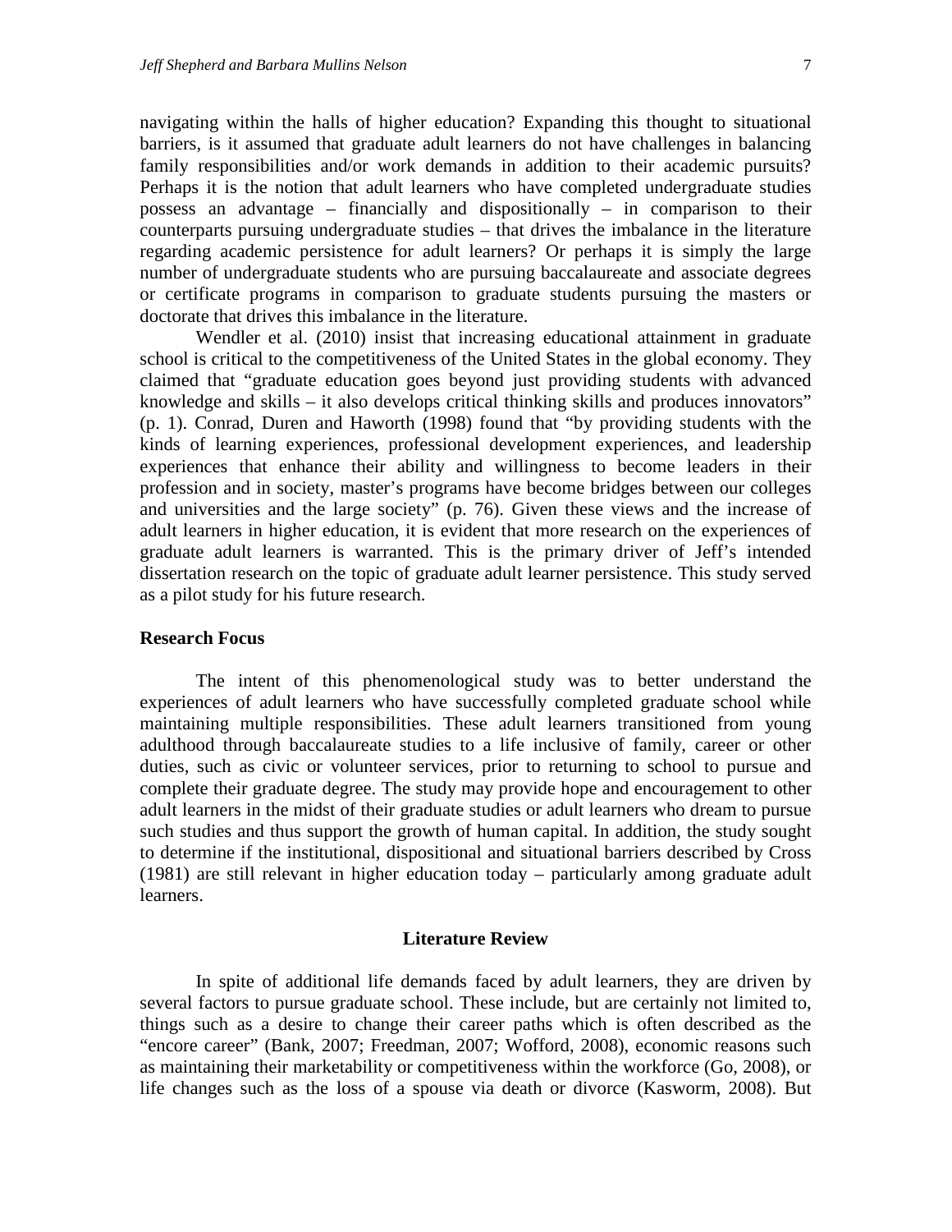navigating within the halls of higher education? Expanding this thought to situational barriers, is it assumed that graduate adult learners do not have challenges in balancing family responsibilities and/or work demands in addition to their academic pursuits? Perhaps it is the notion that adult learners who have completed undergraduate studies possess an advantage – financially and dispositionally – in comparison to their counterparts pursuing undergraduate studies – that drives the imbalance in the literature regarding academic persistence for adult learners? Or perhaps it is simply the large number of undergraduate students who are pursuing baccalaureate and associate degrees or certificate programs in comparison to graduate students pursuing the masters or doctorate that drives this imbalance in the literature.

Wendler et al. (2010) insist that increasing educational attainment in graduate school is critical to the competitiveness of the United States in the global economy. They claimed that "graduate education goes beyond just providing students with advanced knowledge and skills – it also develops critical thinking skills and produces innovators" (p. 1). Conrad, Duren and Haworth (1998) found that "by providing students with the kinds of learning experiences, professional development experiences, and leadership experiences that enhance their ability and willingness to become leaders in their profession and in society, master's programs have become bridges between our colleges and universities and the large society" (p. 76). Given these views and the increase of adult learners in higher education, it is evident that more research on the experiences of graduate adult learners is warranted. This is the primary driver of Jeff's intended dissertation research on the topic of graduate adult learner persistence. This study served as a pilot study for his future research.

### Research Focus

The intent of this phenomenological study was to better understand the experiences of adult learners who have successfully completed graduate school while maintaining multiple responsibilities. These adult learners transitioned from young adulthood through baccalaureate studies to a life inclusive of family, career or other duties, such as civic or volunteer services, prior to returning to school to pursue and complete their graduate degree. The study may provide hope and encouragement to other adult learners in the midst of their graduate studies or adult learners who dream to pursue such studies and thus support the growth of human capital. In addition, the study sought to determine if the institutional, dispositional and situational barriers described by Cross (1981) are still relevant in higher education today – particularly among graduate adult learners.

## Literature Review

In spite of additional life demands faced by adult learners, they are driven by several factors to pursue graduate school. These include, but are certainly not limited to, things such as a desire to change their career paths which is often described as the "encore career" (Bank, 2007; Freedman, 2007; Wofford, 2008), economic reasons such as maintaining their marketability or competitiveness within the workforce (Go, 2008), or life changes such as the loss of a spouse via death or divorce (Kasworm, 2008). But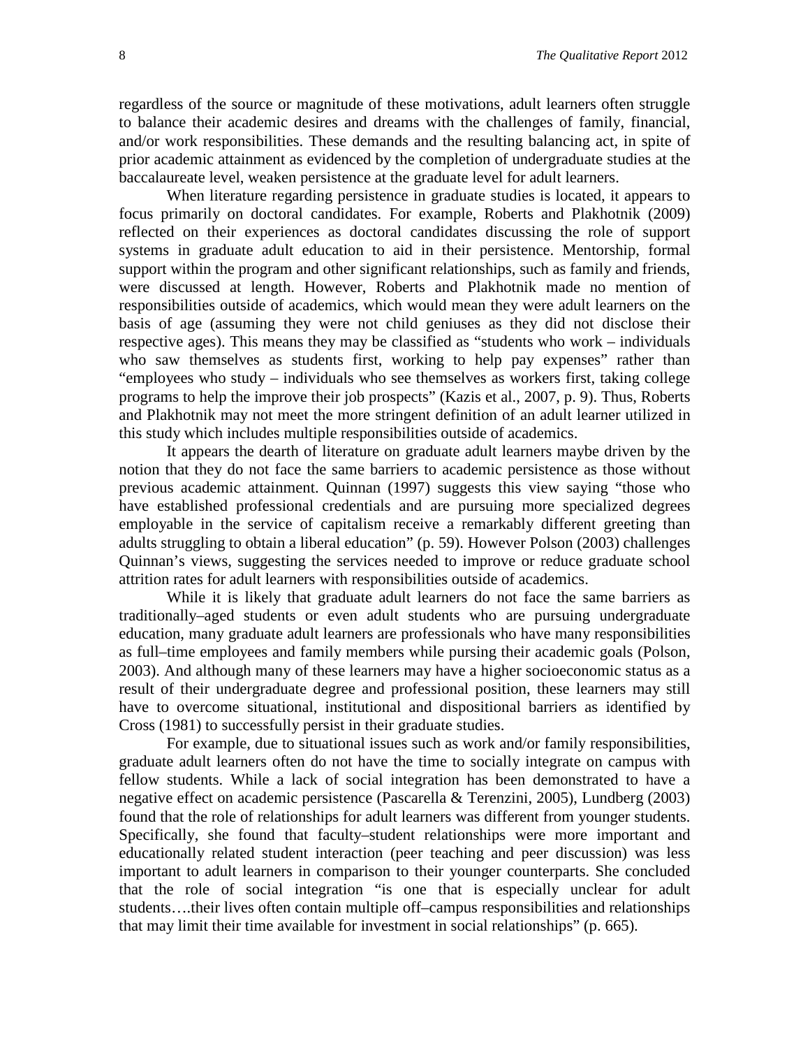regardless of the source or magnitude of these motivations, adult learners often struggle to balance their academic desires and dreams with the challenges of family, financial, and/or work responsibilities. These demands and the resulting balancing act, in spite of prior academic attainment as evidenced by the completion of undergraduate studies at the baccalaureate level, weaken persistence at the graduate level for adult learners.

When literature regarding persistence in graduate studies is located, it appears to focus primarily on doctoral candidates. For example, Roberts and Plakhotnik (2009) reflected on their experiences as doctoral candidates discussing the role of support systems in graduate adult education to aid in their persistence. Mentorship, formal support within the program and other significant relationships, such as family and friends, were discussed at length. However, Roberts and Plakhotnik made no mention of responsibilities outside of academics, which would mean they were adult learners on the basis of age (assuming they were not child geniuses as they did not disclose their respective ages). This means they may be classified as "students who work – individuals who saw themselves as students first, working to help pay expenses" rather than "employees who study – individuals who see themselves as workers first, taking college programs to help the improve their job prospects" (Kazis et al., 2007, p. 9). Thus, Roberts and Plakhotnik may not meet the more stringent definition of an adult learner utilized in this study which includes multiple responsibilities outside of academics.

It appears the dearth of literature on graduate adult learners maybe driven by the notion that they do not face the same barriers to academic persistence as those without previous academic attainment. Quinnan (1997) suggests this view saying "those who have established professional credentials and are pursuing more specialized degrees employable in the service of capitalism receive a remarkably different greeting than adults struggling to obtain a liberal education" (p. 59). However Polson (2003) challenges Quinnan's views, suggesting the services needed to improve or reduce graduate school attrition rates for adult learners with responsibilities outside of academics.

While it is likely that graduate adult learners do not face the same barriers as traditionally–aged students or even adult students who are pursuing undergraduate education, many graduate adult learners are professionals who have many responsibilities as full–time employees and family members while pursing their academic goals (Polson, 2003). And although many of these learners may have a higher socioeconomic status as a result of their undergraduate degree and professional position, these learners may still have to overcome situational, institutional and dispositional barriers as identified by Cross (1981) to successfully persist in their graduate studies.

For example, due to situational issues such as work and/or family responsibilities, graduate adult learners often do not have the time to socially integrate on campus with fellow students. While a lack of social integration has been demonstrated to have a negative effect on academic persistence (Pascarella & Terenzini, 2005), Lundberg (2003) found that the role of relationships for adult learners was different from younger students. Specifically, she found that faculty–student relationships were more important and educationally related student interaction (peer teaching and peer discussion) was less important to adult learners in comparison to their younger counterparts. She concluded that the role of social integration "is one that is especially unclear for adult students….their lives often contain multiple off–campus responsibilities and relationships that may limit their time available for investment in social relationships" (p. 665).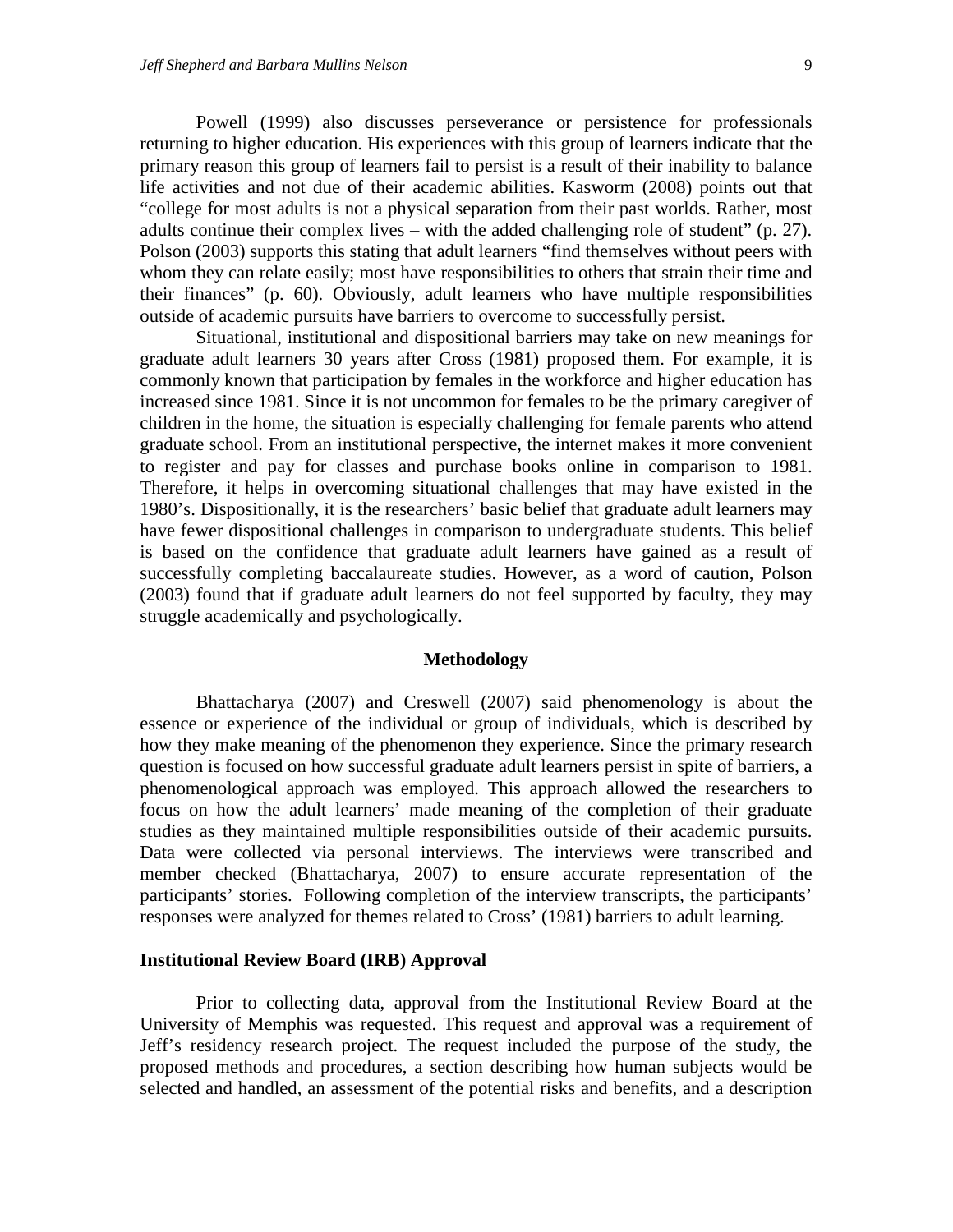Powell (1999) also discusses perseverance or persistence for professionals returning to higher education. His experiences with this group of learners indicate that the primary reason this group of learners fail to persist is a result of their inability to balance life activities and not due of their academic abilities. Kasworm (2008) points out that "college for most adults is not a physical separation from their past worlds. Rather, most adults continue their complex lives – with the added challenging role of student" (p. 27). Polson (2003) supports this stating that adult learners "find themselves without peers with whom they can relate easily; most have responsibilities to others that strain their time and their finances" (p. 60). Obviously, adult learners who have multiple responsibilities outside of academic pursuits have barriers to overcome to successfully persist.

Situational, institutional and dispositional barriers may take on new meanings for graduate adult learners 30 years after Cross (1981) proposed them. For example, it is commonly known that participation by females in the workforce and higher education has increased since 1981. Since it is not uncommon for females to be the primary caregiver of children in the home, the situation is especially challenging for female parents who attend graduate school. From an institutional perspective, the internet makes it more convenient to register and pay for classes and purchase books online in comparison to 1981. Therefore, it helps in overcoming situational challenges that may have existed in the 1980's. Dispositionally, it is the researchers' basic belief that graduate adult learners may have fewer dispositional challenges in comparison to undergraduate students. This belief is based on the confidence that graduate adult learners have gained as a result of successfully completing baccalaureate studies. However, as a word of caution, Polson (2003) found that if graduate adult learners do not feel supported by faculty, they may struggle academically and psychologically.

## Methodology

Bhattacharya (2007) and Creswell (2007) said phenomenology is about the essence or experience of the individual or group of individuals, which is described by how they make meaning of the phenomenon they experience. Since the primary research question is focused on how successful graduate adult learners persist in spite of barriers, a phenomenological approach was employed. This approach allowed the researchers to focus on how the adult learners' made meaning of the completion of their graduate studies as they maintained multiple responsibilities outside of their academic pursuits. Data were collected via personal interviews. The interviews were transcribed and member checked (Bhattacharya, 2007) to ensure accurate representation of the participants' stories. Following completion of the interview transcripts, the participants' responses were analyzed for themes related to Cross' (1981) barriers to adult learning.

### Institutional Review Board (IRB) Approval

Prior to collecting data, approval from the Institutional Review Board at the University of Memphis was requested. This request and approval was a requirement of Jeff's residency research project. The request included the purpose of the study, the proposed methods and procedures, a section describing how human subjects would be selected and handled, an assessment of the potential risks and benefits, and a description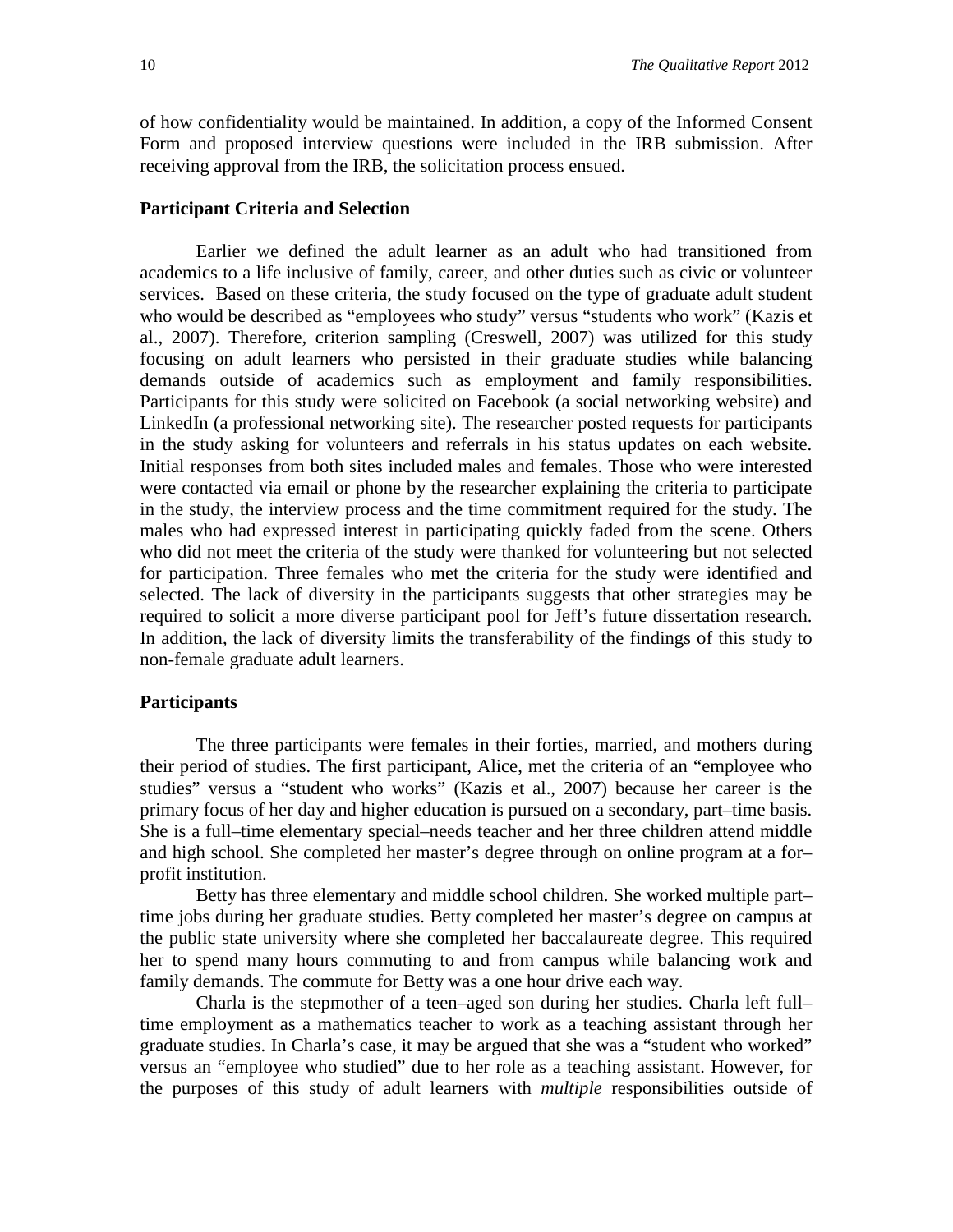of how confidentiality would be maintained. In addition, a copy of the Informed Consent Form and proposed interview questions were included in the IRB submission. After receiving approval from the IRB, the solicitation process ensued.

### Participant Criteria and Selection

Earlier we defined the adult learner as an adult who had transitioned from academics to a life inclusive of family, career, and other duties such as civic or volunteer services. Based on these criteria, the study focused on the type of graduate adult student who would be described as "employees who study" versus "students who work" (Kazis et al., 2007). Therefore, criterion sampling (Creswell, 2007) was utilized for this study focusing on adult learners who persisted in their graduate studies while balancing demands outside of academics such as employment and family responsibilities. Participants for this study were solicited on Facebook (a social networking website) and LinkedIn (a professional networking site). The researcher posted requests for participants in the study asking for volunteers and referrals in his status updates on each website. Initial responses from both sites included males and females. Those who were interested were contacted via email or phone by the researcher explaining the criteria to participate in the study, the interview process and the time commitment required for the study. The males who had expressed interest in participating quickly faded from the scene. Others who did not meet the criteria of the study were thanked for volunteering but not selected for participation. Three females who met the criteria for the study were identified and selected. The lack of diversity in the participants suggests that other strategies may be required to solicit a more diverse participant pool for Jeff's future dissertation research. In addition, the lack of diversity limits the transferability of the findings of this study to non-female graduate adult learners.

### Participants

The three participants were females in their forties, married, and mothers during their period of studies. The first participant, Alice, met the criteria of an "employee who studies" versus a "student who works" (Kazis et al., 2007) because her career is the primary focus of her day and higher education is pursued on a secondary, part–time basis. She is a full–time elementary special–needs teacher and her three children attend middle and high school. She completed her master's degree through on online program at a for–profit institution.

Betty has three elementary and middle school children. She worked multiple part–time jobs during her graduate studies. Betty completed her master's degree on campus at the public state university where she completed her baccalaureate degree. This required her to spend many hours commuting to and from campus while balancing work and family demands. The commute for Betty was a one hour drive each way.

Charla is the stepmother of a teen–aged son during her studies. Charla left full–time employment as a mathematics teacher to work as a teaching assistant through her graduate studies. In Charla's case, it may be argued that she was a "student who worked" versus an "employee who studied" due to her role as a teaching assistant. However, for the purposes of this study of adult learners with *multiple* responsibilities outside of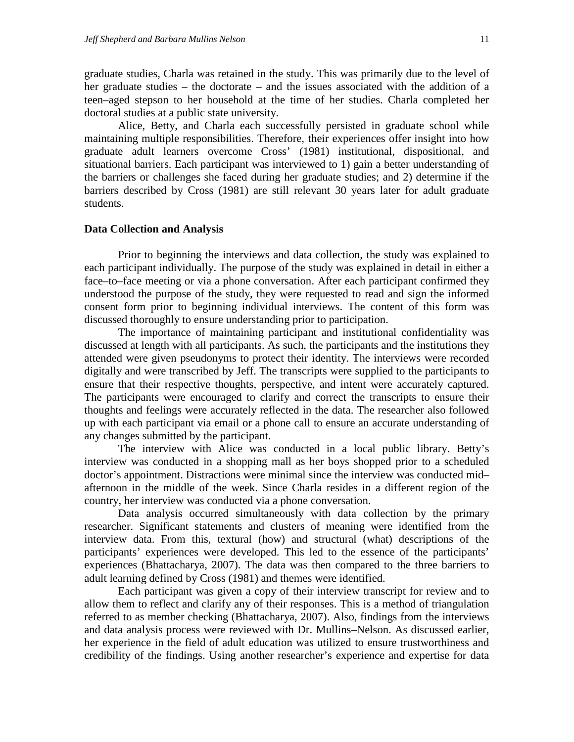graduate studies, Charla was retained in the study. This was primarily due to the level of her graduate studies – the doctorate – and the issues associated with the addition of a teen–aged stepson to her household at the time of her studies. Charla completed her doctoral studies at a public state university.

Alice, Betty, and Charla each successfully persisted in graduate school while maintaining multiple responsibilities. Therefore, their experiences offer insight into how graduate adult learners overcome Cross' (1981) institutional, dispositional, and situational barriers. Each participant was interviewed to 1) gain a better understanding of the barriers or challenges she faced during her graduate studies; and 2) determine if the barriers described by Cross (1981) are still relevant 30 years later for adult graduate students.

### Data Collection and Analysis

Prior to beginning the interviews and data collection, the study was explained to each participant individually. The purpose of the study was explained in detail in either a face–to–face meeting or via a phone conversation. After each participant confirmed they understood the purpose of the study, they were requested to read and sign the informed consent form prior to beginning individual interviews. The content of this form was discussed thoroughly to ensure understanding prior to participation.

The importance of maintaining participant and institutional confidentiality was discussed at length with all participants. As such, the participants and the institutions they attended were given pseudonyms to protect their identity. The interviews were recorded digitally and were transcribed by Jeff. The transcripts were supplied to the participants to ensure that their respective thoughts, perspective, and intent were accurately captured. The participants were encouraged to clarify and correct the transcripts to ensure their thoughts and feelings were accurately reflected in the data. The researcher also followed up with each participant via email or a phone call to ensure an accurate understanding of any changes submitted by the participant.

The interview with Alice was conducted in a local public library. Betty's interview was conducted in a shopping mall as her boys shopped prior to a scheduled doctor's appointment. Distractions were minimal since the interview was conducted mid–afternoon in the middle of the week. Since Charla resides in a different region of the country, her interview was conducted via a phone conversation.

Data analysis occurred simultaneously with data collection by the primary researcher. Significant statements and clusters of meaning were identified from the interview data. From this, textural (how) and structural (what) descriptions of the participants' experiences were developed. This led to the essence of the participants' experiences (Bhattacharya, 2007). The data was then compared to the three barriers to adult learning defined by Cross (1981) and themes were identified.

Each participant was given a copy of their interview transcript for review and to allow them to reflect and clarify any of their responses. This is a method of triangulation referred to as member checking (Bhattacharya, 2007). Also, findings from the interviews and data analysis process were reviewed with Dr. Mullins–Nelson. As discussed earlier, her experience in the field of adult education was utilized to ensure trustworthiness and credibility of the findings. Using another researcher's experience and expertise for data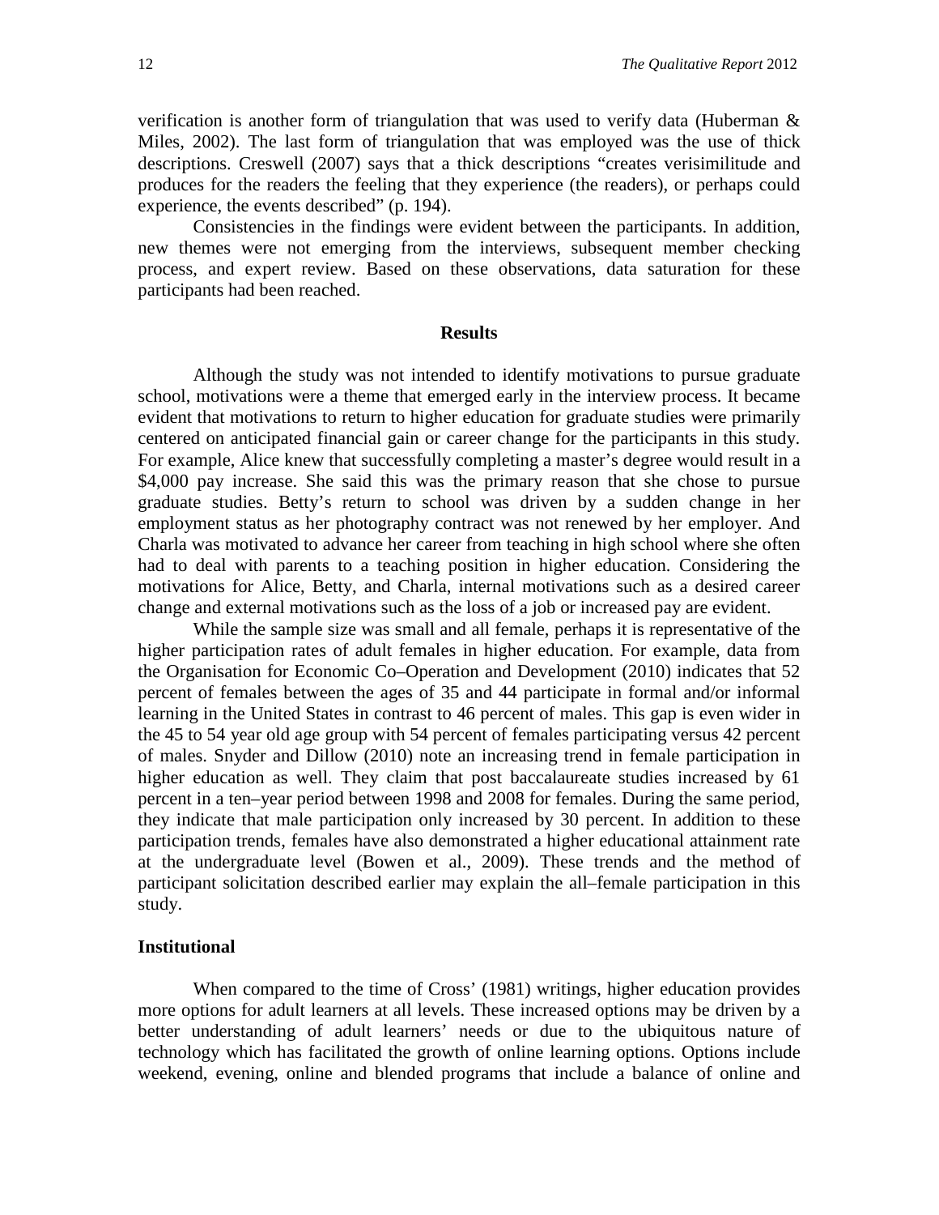verification is another form of triangulation that was used to verify data (Huberman & Miles, 2002). The last form of triangulation that was employed was the use of thick descriptions. Creswell (2007) says that a thick descriptions "creates verisimilitude and produces for the readers the feeling that they experience (the readers), or perhaps could experience, the events described" (p. 194).

Consistencies in the findings were evident between the participants. In addition, new themes were not emerging from the interviews, subsequent member checking process, and expert review. Based on these observations, data saturation for these participants had been reached.

## Results

Although the study was not intended to identify motivations to pursue graduate school, motivations were a theme that emerged early in the interview process. It became evident that motivations to return to higher education for graduate studies were primarily centered on anticipated financial gain or career change for the participants in this study. For example, Alice knew that successfully completing a master's degree would result in a $4,000 pay increase. She said this was the primary reason that she chose to pursue graduate studies. Betty's return to school was driven by a sudden change in her employment status as her photography contract was not renewed by her employer. And Charla was motivated to advance her career from teaching in high school where she often had to deal with parents to a teaching position in higher education. Considering the motivations for Alice, Betty, and Charla, internal motivations such as a desired career change and external motivations such as the loss of a job or increased pay are evident.

While the sample size was small and all female, perhaps it is representative of the higher participation rates of adult females in higher education. For example, data from the Organisation for Economic Co–Operation and Development (2010) indicates that 52 percent of females between the ages of 35 and 44 participate in formal and/or informal learning in the United States in contrast to 46 percent of males. This gap is even wider in the 45 to 54 year old age group with 54 percent of females participating versus 42 percent of males. Snyder and Dillow (2010) note an increasing trend in female participation in higher education as well. They claim that post baccalaureate studies increased by 61 percent in a ten–year period between 1998 and 2008 for females. During the same period, they indicate that male participation only increased by 30 percent. In addition to these participation trends, females have also demonstrated a higher educational attainment rate at the undergraduate level (Bowen et al., 2009). These trends and the method of participant solicitation described earlier may explain the all–female participation in this study.

### Institutional

When compared to the time of Cross' (1981) writings, higher education provides more options for adult learners at all levels. These increased options may be driven by a better understanding of adult learners' needs or due to the ubiquitous nature of technology which has facilitated the growth of online learning options. Options include weekend, evening, online and blended programs that include a balance of online and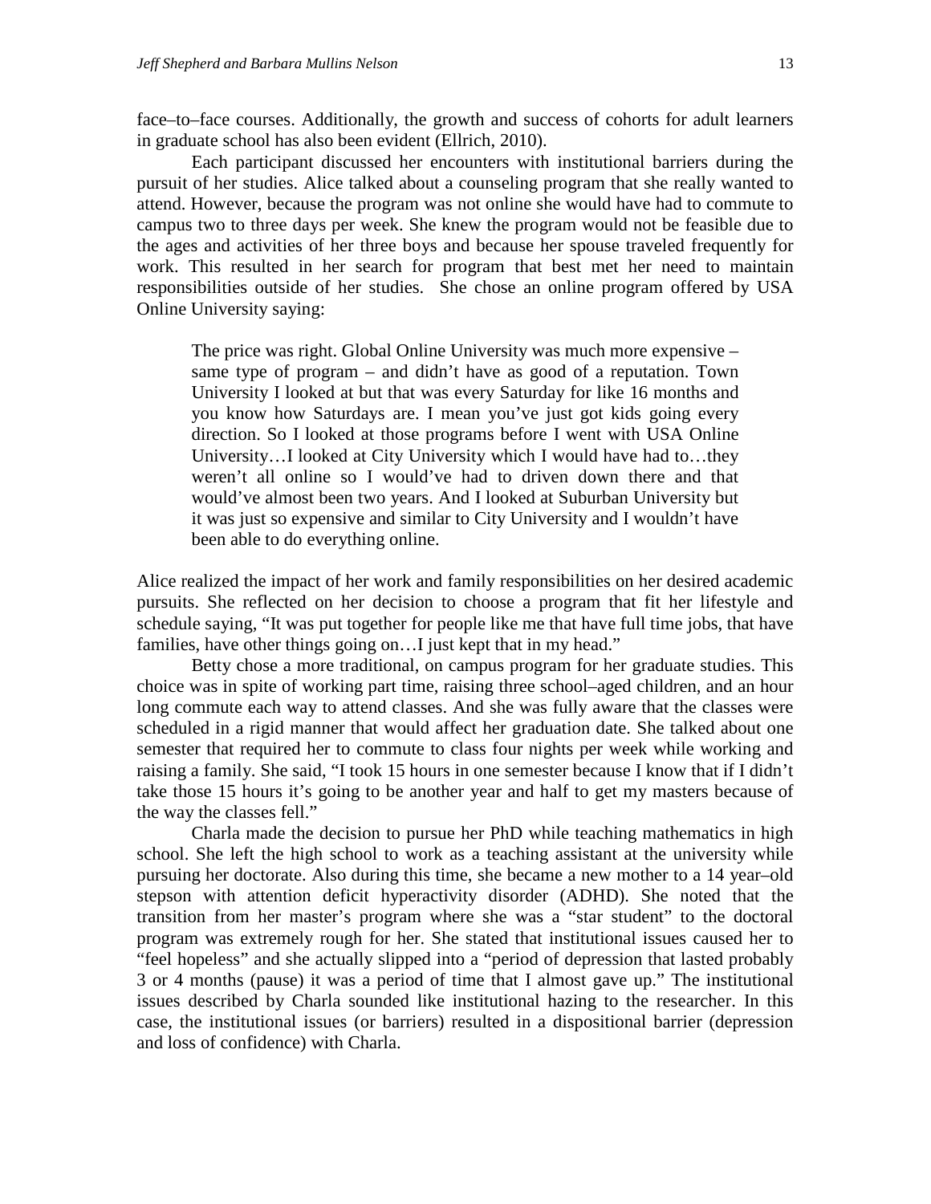face–to–face courses. Additionally, the growth and success of cohorts for adult learners in graduate school has also been evident (Ellrich, 2010).

Each participant discussed her encounters with institutional barriers during the pursuit of her studies. Alice talked about a counseling program that she really wanted to attend. However, because the program was not online she would have had to commute to campus two to three days per week. She knew the program would not be feasible due to the ages and activities of her three boys and because her spouse traveled frequently for work. This resulted in her search for program that best met her need to maintain responsibilities outside of her studies. She chose an online program offered by USA Online University saying:

> The price was right. Global Online University was much more expensive – same type of program – and didn't have as good of a reputation. Town University I looked at but that was every Saturday for like 16 months and you know how Saturdays are. I mean you've just got kids going every direction. So I looked at those programs before I went with USA Online University…I looked at City University which I would have had to…they weren't all online so I would've had to driven down there and that would've almost been two years. And I looked at Suburban University but it was just so expensive and similar to City University and I wouldn't have been able to do everything online.

Alice realized the impact of her work and family responsibilities on her desired academic pursuits. She reflected on her decision to choose a program that fit her lifestyle and schedule saying, "It was put together for people like me that have full time jobs, that have families, have other things going on…I just kept that in my head."

Betty chose a more traditional, on campus program for her graduate studies. This choice was in spite of working part time, raising three school–aged children, and an hour long commute each way to attend classes. And she was fully aware that the classes were scheduled in a rigid manner that would affect her graduation date. She talked about one semester that required her to commute to class four nights per week while working and raising a family. She said, "I took 15 hours in one semester because I know that if I didn't take those 15 hours it's going to be another year and half to get my masters because of the way the classes fell."

Charla made the decision to pursue her PhD while teaching mathematics in high school. She left the high school to work as a teaching assistant at the university while pursuing her doctorate. Also during this time, she became a new mother to a 14 year–old stepson with attention deficit hyperactivity disorder (ADHD). She noted that the transition from her master's program where she was a "star student" to the doctoral program was extremely rough for her. She stated that institutional issues caused her to "feel hopeless" and she actually slipped into a "period of depression that lasted probably 3 or 4 months (pause) it was a period of time that I almost gave up." The institutional issues described by Charla sounded like institutional hazing to the researcher. In this case, the institutional issues (or barriers) resulted in a dispositional barrier (depression and loss of confidence) with Charla.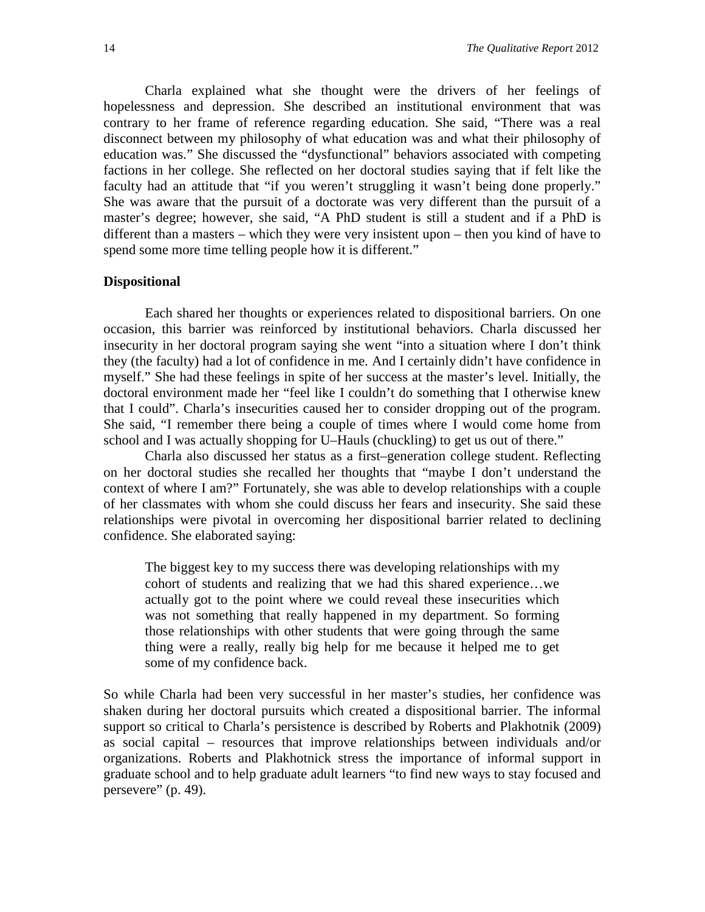Charla explained what she thought were the drivers of her feelings of hopelessness and depression. She described an institutional environment that was contrary to her frame of reference regarding education. She said, "There was a real disconnect between my philosophy of what education was and what their philosophy of education was." She discussed the "dysfunctional" behaviors associated with competing factions in her college. She reflected on her doctoral studies saying that if felt like the faculty had an attitude that "if you weren't struggling it wasn't being done properly." She was aware that the pursuit of a doctorate was very different than the pursuit of a master's degree; however, she said, "A PhD student is still a student and if a PhD is different than a masters – which they were very insistent upon – then you kind of have to spend some more time telling people how it is different."

### Dispositional

Each shared her thoughts or experiences related to dispositional barriers. On one occasion, this barrier was reinforced by institutional behaviors. Charla discussed her insecurity in her doctoral program saying she went "into a situation where I don't think they (the faculty) had a lot of confidence in me. And I certainly didn't have confidence in myself." She had these feelings in spite of her success at the master's level. Initially, the doctoral environment made her "feel like I couldn't do something that I otherwise knew that I could". Charla's insecurities caused her to consider dropping out of the program. She said, "I remember there being a couple of times where I would come home from school and I was actually shopping for U–Hauls (chuckling) to get us out of there."

Charla also discussed her status as a first–generation college student. Reflecting on her doctoral studies she recalled her thoughts that "maybe I don't understand the context of where I am?" Fortunately, she was able to develop relationships with a couple of her classmates with whom she could discuss her fears and insecurity. She said these relationships were pivotal in overcoming her dispositional barrier related to declining confidence. She elaborated saying:

> The biggest key to my success there was developing relationships with my cohort of students and realizing that we had this shared experience…we actually got to the point where we could reveal these insecurities which was not something that really happened in my department. So forming those relationships with other students that were going through the same thing were a really, really big help for me because it helped me to get some of my confidence back.

So while Charla had been very successful in her master's studies, her confidence was shaken during her doctoral pursuits which created a dispositional barrier. The informal support so critical to Charla's persistence is described by Roberts and Plakhotnik (2009) as social capital – resources that improve relationships between individuals and/or organizations. Roberts and Plakhotnick stress the importance of informal support in graduate school and to help graduate adult learners "to find new ways to stay focused and persevere" (p. 49).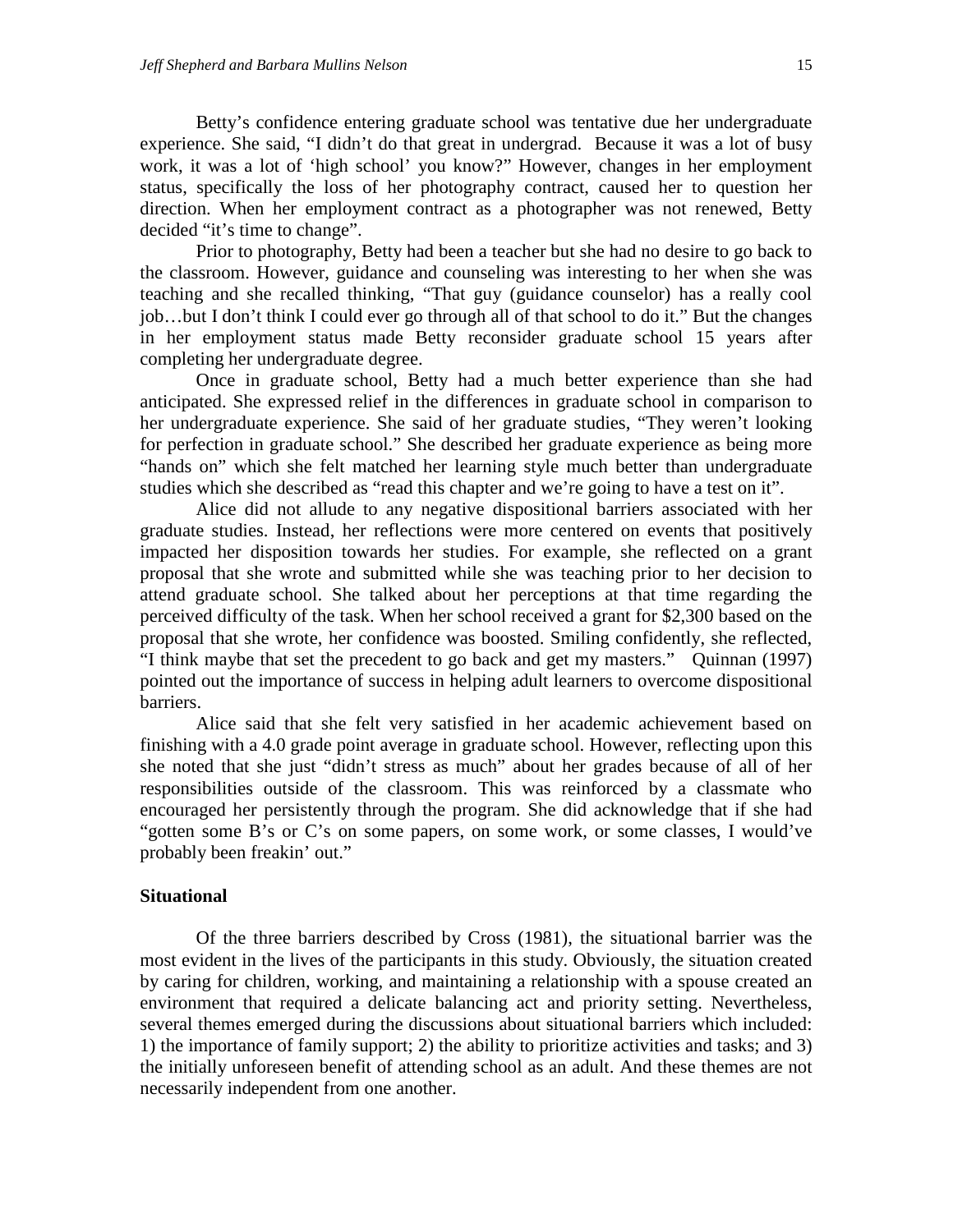Betty's confidence entering graduate school was tentative due her undergraduate experience. She said, "I didn't do that great in undergrad. Because it was a lot of busy work, it was a lot of 'high school' you know?" However, changes in her employment status, specifically the loss of her photography contract, caused her to question her direction. When her employment contract as a photographer was not renewed, Betty decided "it's time to change".

Prior to photography, Betty had been a teacher but she had no desire to go back to the classroom. However, guidance and counseling was interesting to her when she was teaching and she recalled thinking, "That guy (guidance counselor) has a really cool job…but I don't think I could ever go through all of that school to do it." But the changes in her employment status made Betty reconsider graduate school 15 years after completing her undergraduate degree.

Once in graduate school, Betty had a much better experience than she had anticipated. She expressed relief in the differences in graduate school in comparison to her undergraduate experience. She said of her graduate studies, "They weren't looking for perfection in graduate school." She described her graduate experience as being more "hands on" which she felt matched her learning style much better than undergraduate studies which she described as "read this chapter and we're going to have a test on it".

Alice did not allude to any negative dispositional barriers associated with her graduate studies. Instead, her reflections were more centered on events that positively impacted her disposition towards her studies. For example, she reflected on a grant proposal that she wrote and submitted while she was teaching prior to her decision to attend graduate school. She talked about her perceptions at that time regarding the perceived difficulty of the task. When her school received a grant for $2,300 based on the proposal that she wrote, her confidence was boosted. Smiling confidently, she reflected, "I think maybe that set the precedent to go back and get my masters." Quinnan (1997) pointed out the importance of success in helping adult learners to overcome dispositional barriers.

Alice said that she felt very satisfied in her academic achievement based on finishing with a 4.0 grade point average in graduate school. However, reflecting upon this she noted that she just "didn't stress as much" about her grades because of all of her responsibilities outside of the classroom. This was reinforced by a classmate who encouraged her persistently through the program. She did acknowledge that if she had "gotten some B's or C's on some papers, on some work, or some classes, I would've probably been freakin' out."

### Situational

Of the three barriers described by Cross (1981), the situational barrier was the most evident in the lives of the participants in this study. Obviously, the situation created by caring for children, working, and maintaining a relationship with a spouse created an environment that required a delicate balancing act and priority setting. Nevertheless, several themes emerged during the discussions about situational barriers which included: 1) the importance of family support; 2) the ability to prioritize activities and tasks; and 3) the initially unforeseen benefit of attending school as an adult. And these themes are not necessarily independent from one another.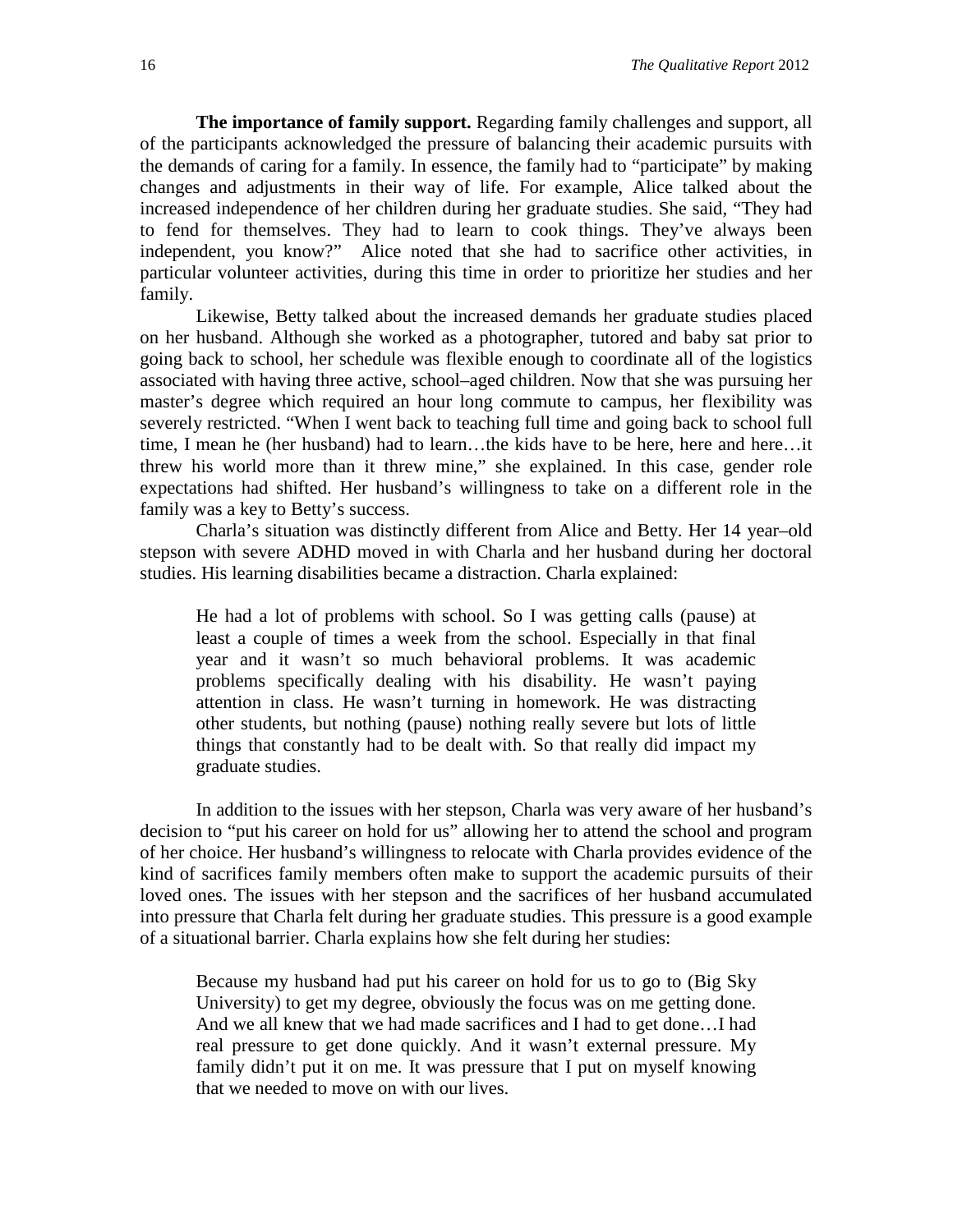**The importance of family support.** Regarding family challenges and support, all of the participants acknowledged the pressure of balancing their academic pursuits with the demands of caring for a family. In essence, the family had to "participate" by making changes and adjustments in their way of life. For example, Alice talked about the increased independence of her children during her graduate studies. She said, "They had to fend for themselves. They had to learn to cook things. They've always been independent, you know?" Alice noted that she had to sacrifice other activities, in particular volunteer activities, during this time in order to prioritize her studies and her family.

Likewise, Betty talked about the increased demands her graduate studies placed on her husband. Although she worked as a photographer, tutored and baby sat prior to going back to school, her schedule was flexible enough to coordinate all of the logistics associated with having three active, school–aged children. Now that she was pursuing her master's degree which required an hour long commute to campus, her flexibility was severely restricted. "When I went back to teaching full time and going back to school full time, I mean he (her husband) had to learn…the kids have to be here, here and here…it threw his world more than it threw mine," she explained. In this case, gender role expectations had shifted. Her husband's willingness to take on a different role in the family was a key to Betty's success.

Charla's situation was distinctly different from Alice and Betty. Her 14 year–old stepson with severe ADHD moved in with Charla and her husband during her doctoral studies. His learning disabilities became a distraction. Charla explained:

> He had a lot of problems with school. So I was getting calls (pause) at least a couple of times a week from the school. Especially in that final year and it wasn't so much behavioral problems. It was academic problems specifically dealing with his disability. He wasn't paying attention in class. He wasn't turning in homework. He was distracting other students, but nothing (pause) nothing really severe but lots of little things that constantly had to be dealt with. So that really did impact my graduate studies.

In addition to the issues with her stepson, Charla was very aware of her husband's decision to "put his career on hold for us" allowing her to attend the school and program of her choice. Her husband's willingness to relocate with Charla provides evidence of the kind of sacrifices family members often make to support the academic pursuits of their loved ones. The issues with her stepson and the sacrifices of her husband accumulated into pressure that Charla felt during her graduate studies. This pressure is a good example of a situational barrier. Charla explains how she felt during her studies:

> Because my husband had put his career on hold for us to go to (Big Sky University) to get my degree, obviously the focus was on me getting done. And we all knew that we had made sacrifices and I had to get done…I had real pressure to get done quickly. And it wasn't external pressure. My family didn't put it on me. It was pressure that I put on myself knowing that we needed to move on with our lives.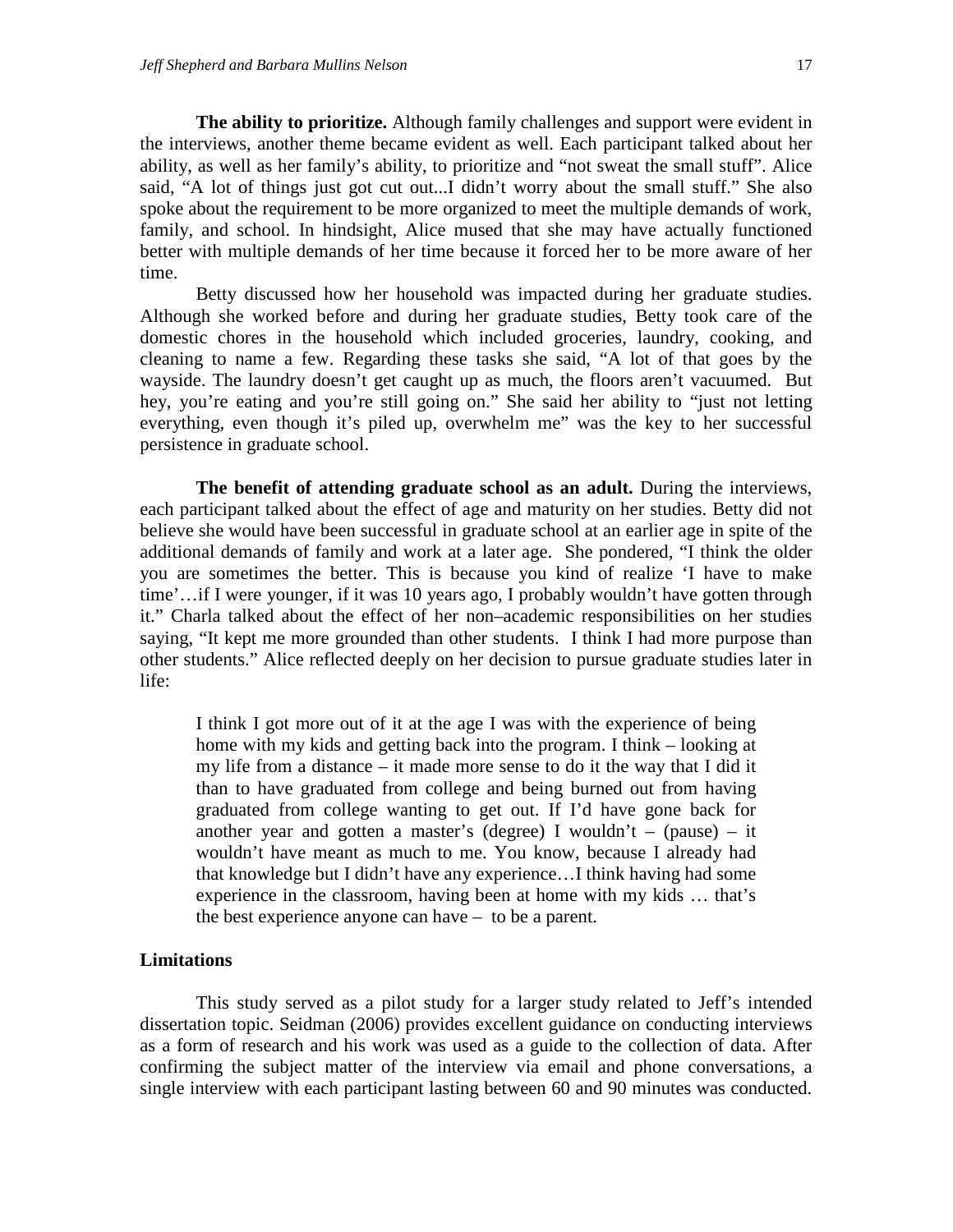**The ability to prioritize.** Although family challenges and support were evident in the interviews, another theme became evident as well. Each participant talked about her ability, as well as her family's ability, to prioritize and "not sweat the small stuff". Alice said, "A lot of things just got cut out...I didn't worry about the small stuff." She also spoke about the requirement to be more organized to meet the multiple demands of work, family, and school. In hindsight, Alice mused that she may have actually functioned better with multiple demands of her time because it forced her to be more aware of her time.

Betty discussed how her household was impacted during her graduate studies. Although she worked before and during her graduate studies, Betty took care of the domestic chores in the household which included groceries, laundry, cooking, and cleaning to name a few. Regarding these tasks she said, "A lot of that goes by the wayside. The laundry doesn't get caught up as much, the floors aren't vacuumed. But hey, you're eating and you're still going on." She said her ability to "just not letting everything, even though it's piled up, overwhelm me" was the key to her successful persistence in graduate school.

**The benefit of attending graduate school as an adult.** During the interviews, each participant talked about the effect of age and maturity on her studies. Betty did not believe she would have been successful in graduate school at an earlier age in spite of the additional demands of family and work at a later age. She pondered, "I think the older you are sometimes the better. This is because you kind of realize 'I have to make time'…if I were younger, if it was 10 years ago, I probably wouldn't have gotten through it." Charla talked about the effect of her non–academic responsibilities on her studies saying, "It kept me more grounded than other students. I think I had more purpose than other students." Alice reflected deeply on her decision to pursue graduate studies later in life:

> I think I got more out of it at the age I was with the experience of being home with my kids and getting back into the program. I think – looking at my life from a distance – it made more sense to do it the way that I did it than to have graduated from college and being burned out from having graduated from college wanting to get out. If I'd have gone back for another year and gotten a master's (degree) I wouldn't – (pause) – it wouldn't have meant as much to me. You know, because I already had that knowledge but I didn't have any experience…I think having had some experience in the classroom, having been at home with my kids … that's the best experience anyone can have – to be a parent.

### Limitations

This study served as a pilot study for a larger study related to Jeff's intended dissertation topic. Seidman (2006) provides excellent guidance on conducting interviews as a form of research and his work was used as a guide to the collection of data. After confirming the subject matter of the interview via email and phone conversations, a single interview with each participant lasting between 60 and 90 minutes was conducted.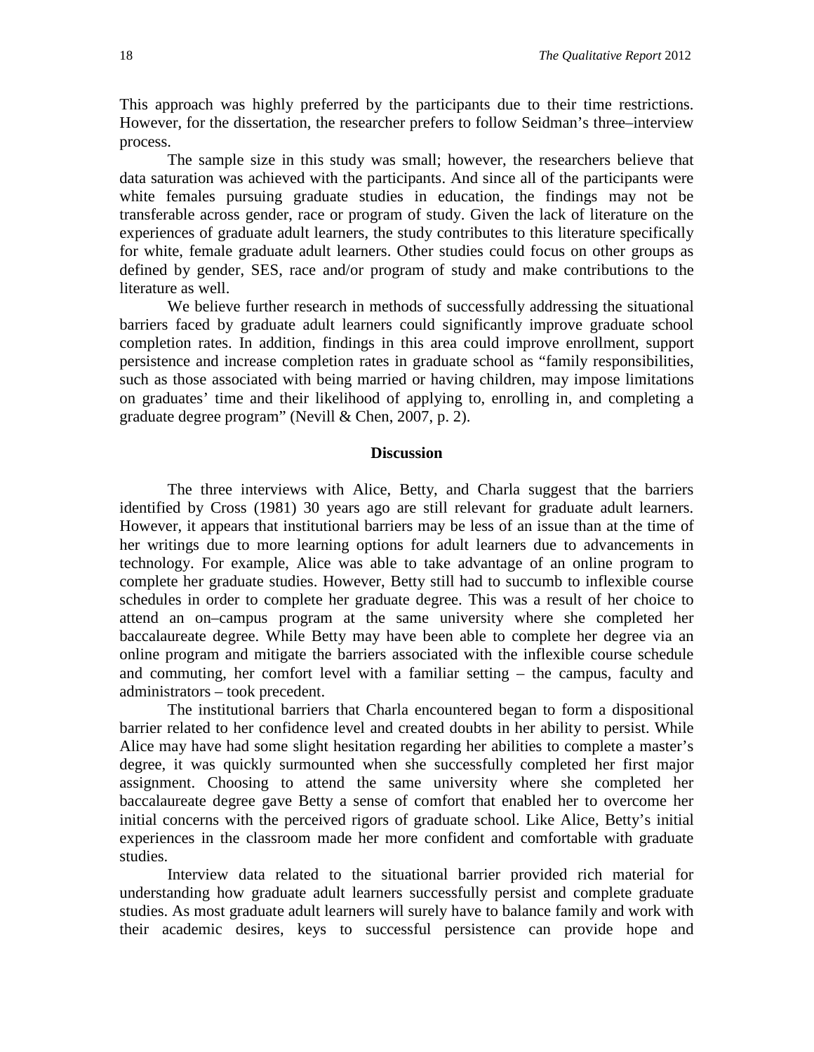This approach was highly preferred by the participants due to their time restrictions. However, for the dissertation, the researcher prefers to follow Seidman's three–interview process.

The sample size in this study was small; however, the researchers believe that data saturation was achieved with the participants. And since all of the participants were white females pursuing graduate studies in education, the findings may not be transferable across gender, race or program of study. Given the lack of literature on the experiences of graduate adult learners, the study contributes to this literature specifically for white, female graduate adult learners. Other studies could focus on other groups as defined by gender, SES, race and/or program of study and make contributions to the literature as well.

We believe further research in methods of successfully addressing the situational barriers faced by graduate adult learners could significantly improve graduate school completion rates. In addition, findings in this area could improve enrollment, support persistence and increase completion rates in graduate school as "family responsibilities, such as those associated with being married or having children, may impose limitations on graduates' time and their likelihood of applying to, enrolling in, and completing a graduate degree program" (Nevill & Chen, 2007, p. 2).

## Discussion

The three interviews with Alice, Betty, and Charla suggest that the barriers identified by Cross (1981) 30 years ago are still relevant for graduate adult learners. However, it appears that institutional barriers may be less of an issue than at the time of her writings due to more learning options for adult learners due to advancements in technology. For example, Alice was able to take advantage of an online program to complete her graduate studies. However, Betty still had to succumb to inflexible course schedules in order to complete her graduate degree. This was a result of her choice to attend an on–campus program at the same university where she completed her baccalaureate degree. While Betty may have been able to complete her degree via an online program and mitigate the barriers associated with the inflexible course schedule and commuting, her comfort level with a familiar setting – the campus, faculty and administrators – took precedent.

The institutional barriers that Charla encountered began to form a dispositional barrier related to her confidence level and created doubts in her ability to persist. While Alice may have had some slight hesitation regarding her abilities to complete a master's degree, it was quickly surmounted when she successfully completed her first major assignment. Choosing to attend the same university where she completed her baccalaureate degree gave Betty a sense of comfort that enabled her to overcome her initial concerns with the perceived rigors of graduate school. Like Alice, Betty's initial experiences in the classroom made her more confident and comfortable with graduate studies.

Interview data related to the situational barrier provided rich material for understanding how graduate adult learners successfully persist and complete graduate studies. As most graduate adult learners will surely have to balance family and work with their academic desires, keys to successful persistence can provide hope and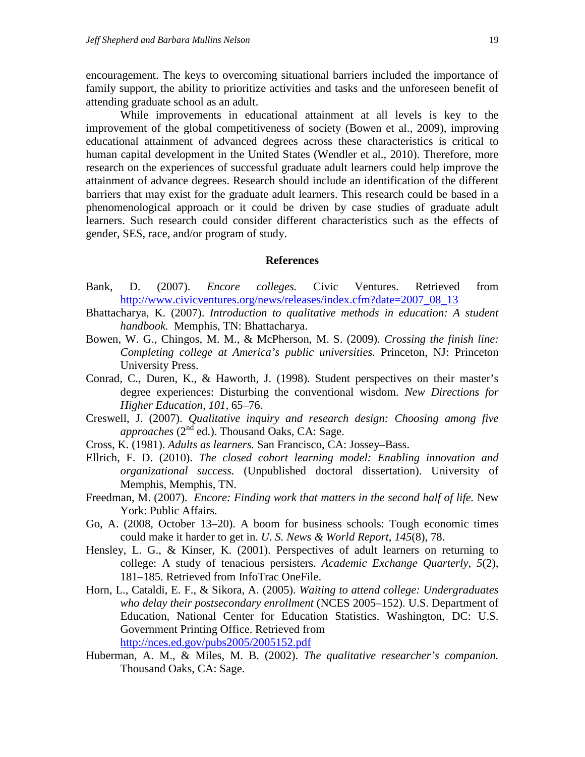encouragement. The keys to overcoming situational barriers included the importance of family support, the ability to prioritize activities and tasks and the unforeseen benefit of attending graduate school as an adult.

While improvements in educational attainment at all levels is key to the improvement of the global competitiveness of society (Bowen et al., 2009), improving educational attainment of advanced degrees across these characteristics is critical to human capital development in the United States (Wendler et al., 2010). Therefore, more research on the experiences of successful graduate adult learners could help improve the attainment of advance degrees. Research should include an identification of the different barriers that may exist for the graduate adult learners. This research could be based in a phenomenological approach or it could be driven by case studies of graduate adult learners. Such research could consider different characteristics such as the effects of gender, SES, race, and/or program of study.

## References

Bank, D. (2007). *Encore colleges.* Civic Ventures. Retrieved from http://www.civicventures.org/news/releases/index.cfm?date=2007_08_13

Bhattacharya, K. (2007). *Introduction to qualitative methods in education: A student handbook.* Memphis, TN: Bhattacharya.

Bowen, W. G., Chingos, M. M., & McPherson, M. S. (2009). *Crossing the finish line: Completing college at America's public universities.* Princeton, NJ: Princeton University Press.

Conrad, C., Duren, K., & Haworth, J. (1998). Student perspectives on their master's degree experiences: Disturbing the conventional wisdom. *New Directions for Higher Education*, *101*, 65–76.

Creswell, J. (2007). *Qualitative inquiry and research design: Choosing among five approaches* (2nd ed.). Thousand Oaks, CA: Sage.

Cross, K. (1981). *Adults as learners.* San Francisco, CA: Jossey–Bass.

Ellrich, F. D. (2010). *The closed cohort learning model: Enabling innovation and organizational success.* (Unpublished doctoral dissertation). University of Memphis, Memphis, TN.

Freedman, M. (2007). *Encore: Finding work that matters in the second half of life.* New York: Public Affairs.

Go, A. (2008, October 13–20). A boom for business schools: Tough economic times could make it harder to get in. *U. S. News & World Report*, *145*(8), 78.

Hensley, L. G., & Kinser, K. (2001). Perspectives of adult learners on returning to college: A study of tenacious persisters. *Academic Exchange Quarterly*, *5*(2), 181–185. Retrieved from InfoTrac OneFile.

Horn, L., Cataldi, E. F., & Sikora, A. (2005). *Waiting to attend college: Undergraduates who delay their postsecondary enrollment* (NCES 2005–152). U.S. Department of Education, National Center for Education Statistics. Washington, DC: U.S. Government Printing Office. Retrieved from http://nces.ed.gov/pubs2005/2005152.pdf

Huberman, A. M., & Miles, M. B. (2002). *The qualitative researcher's companion.* Thousand Oaks, CA: Sage.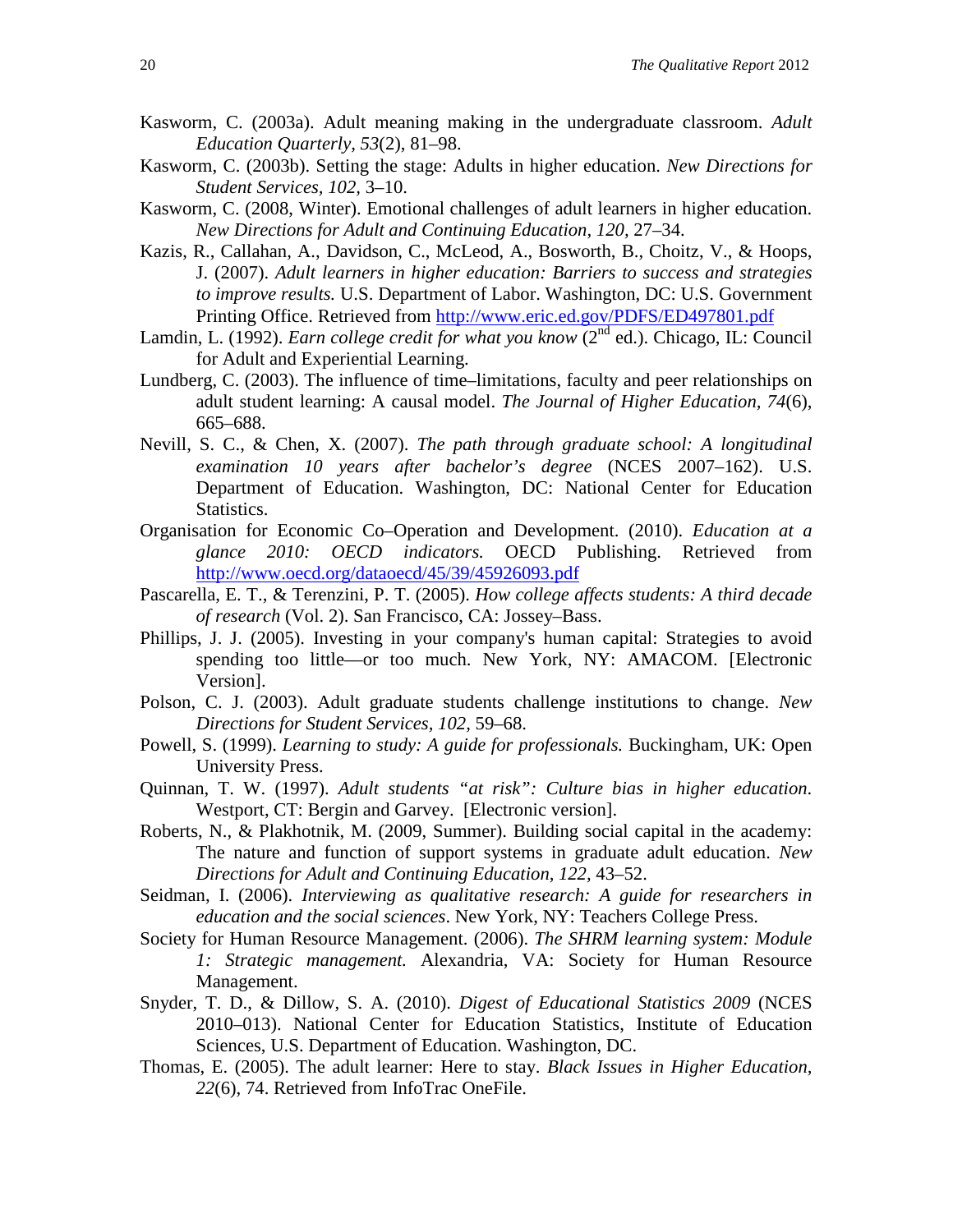Kasworm, C. (2003a). Adult meaning making in the undergraduate classroom. *Adult Education Quarterly, 53*(2), 81–98.

Kasworm, C. (2003b). Setting the stage: Adults in higher education. *New Directions for Student Services, 102*, 3–10.

Kasworm, C. (2008, Winter). Emotional challenges of adult learners in higher education. *New Directions for Adult and Continuing Education, 120,* 27–34.

Kazis, R., Callahan, A., Davidson, C., McLeod, A., Bosworth, B., Choitz, V., & Hoops, J. (2007). *Adult learners in higher education: Barriers to success and strategies to improve results.* U.S. Department of Labor. Washington, DC: U.S. Government Printing Office. Retrieved from http://www.eric.ed.gov/PDFS/ED497801.pdf

Lamdin, L. (1992). *Earn college credit for what you know* (2nd ed.). Chicago, IL: Council for Adult and Experiential Learning.

Lundberg, C. (2003). The influence of time–limitations, faculty and peer relationships on adult student learning: A causal model. *The Journal of Higher Education, 74*(6), 665–688.

Nevill, S. C., & Chen, X. (2007). *The path through graduate school: A longitudinal examination 10 years after bachelor's degree* (NCES 2007–162). U.S. Department of Education. Washington, DC: National Center for Education Statistics.

Organisation for Economic Co–Operation and Development. (2010). *Education at a glance 2010: OECD indicators.* OECD Publishing. Retrieved from http://www.oecd.org/dataoecd/45/39/45926093.pdf

Pascarella, E. T., & Terenzini, P. T. (2005). *How college affects students: A third decade of research* (Vol. 2). San Francisco, CA: Jossey–Bass.

Phillips, J. J. (2005). Investing in your company's human capital: Strategies to avoid spending too little—or too much. New York, NY: AMACOM. [Electronic Version].

Polson, C. J. (2003). Adult graduate students challenge institutions to change. *New Directions for Student Services, 102,* 59–68.

Powell, S. (1999). *Learning to study: A guide for professionals.* Buckingham, UK: Open University Press.

Quinnan, T. W. (1997). *Adult students "at risk": Culture bias in higher education.* Westport, CT: Bergin and Garvey. [Electronic version].

Roberts, N., & Plakhotnik, M. (2009, Summer). Building social capital in the academy: The nature and function of support systems in graduate adult education. *New Directions for Adult and Continuing Education, 122,* 43–52.

Seidman, I. (2006). *Interviewing as qualitative research: A guide for researchers in education and the social sciences*. New York, NY: Teachers College Press.

Society for Human Resource Management. (2006). *The SHRM learning system: Module 1: Strategic management.* Alexandria, VA: Society for Human Resource Management.

Snyder, T. D., & Dillow, S. A. (2010). *Digest of Educational Statistics 2009* (NCES 2010–013). National Center for Education Statistics, Institute of Education Sciences, U.S. Department of Education. Washington, DC.

Thomas, E. (2005). The adult learner: Here to stay. *Black Issues in Higher Education, 22*(6), 74. Retrieved from InfoTrac OneFile.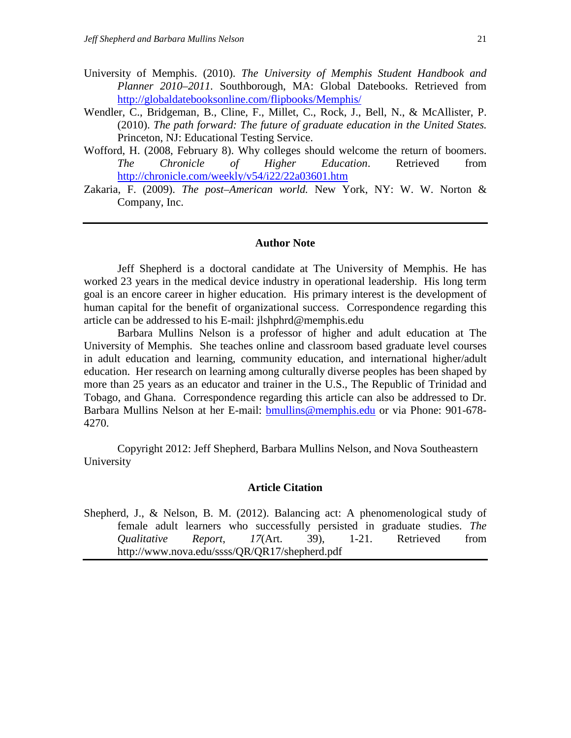University of Memphis. (2010). *The University of Memphis Student Handbook and Planner 2010–2011*. Southborough, MA: Global Datebooks. Retrieved from http://globaldatebooksonline.com/flipbooks/Memphis/

Wendler, C., Bridgeman, B., Cline, F., Millet, C., Rock, J., Bell, N., & McAllister, P. (2010). *The path forward: The future of graduate education in the United States.* Princeton, NJ: Educational Testing Service.

Wofford, H. (2008, February 8). Why colleges should welcome the return of boomers. *The Chronicle of Higher Education*. Retrieved from http://chronicle.com/weekly/v54/i22/22a03601.htm

Zakaria, F. (2009). *The post–American world.* New York, NY: W. W. Norton & Company, Inc.

---

## Author Note

Jeff Shepherd is a doctoral candidate at The University of Memphis. He has worked 23 years in the medical device industry in operational leadership. His long term goal is an encore career in higher education. His primary interest is the development of human capital for the benefit of organizational success. Correspondence regarding this article can be addressed to his E-mail: jlshphrd@memphis.edu

Barbara Mullins Nelson is a professor of higher and adult education at The University of Memphis. She teaches online and classroom based graduate level courses in adult education and learning, community education, and international higher/adult education. Her research on learning among culturally diverse peoples has been shaped by more than 25 years as an educator and trainer in the U.S., The Republic of Trinidad and Tobago, and Ghana. Correspondence regarding this article can also be addressed to Dr. Barbara Mullins Nelson at her E-mail: bmullins@memphis.edu or via Phone: 901-678-4270.

Copyright 2012: Jeff Shepherd, Barbara Mullins Nelson, and Nova Southeastern University

## Article Citation

Shepherd, J., & Nelson, B. M. (2012). Balancing act: A phenomenological study of female adult learners who successfully persisted in graduate studies. *The Qualitative Report, 17*(Art. 39), 1-21. Retrieved from http://www.nova.edu/ssss/QR/QR17/shepherd.pdf